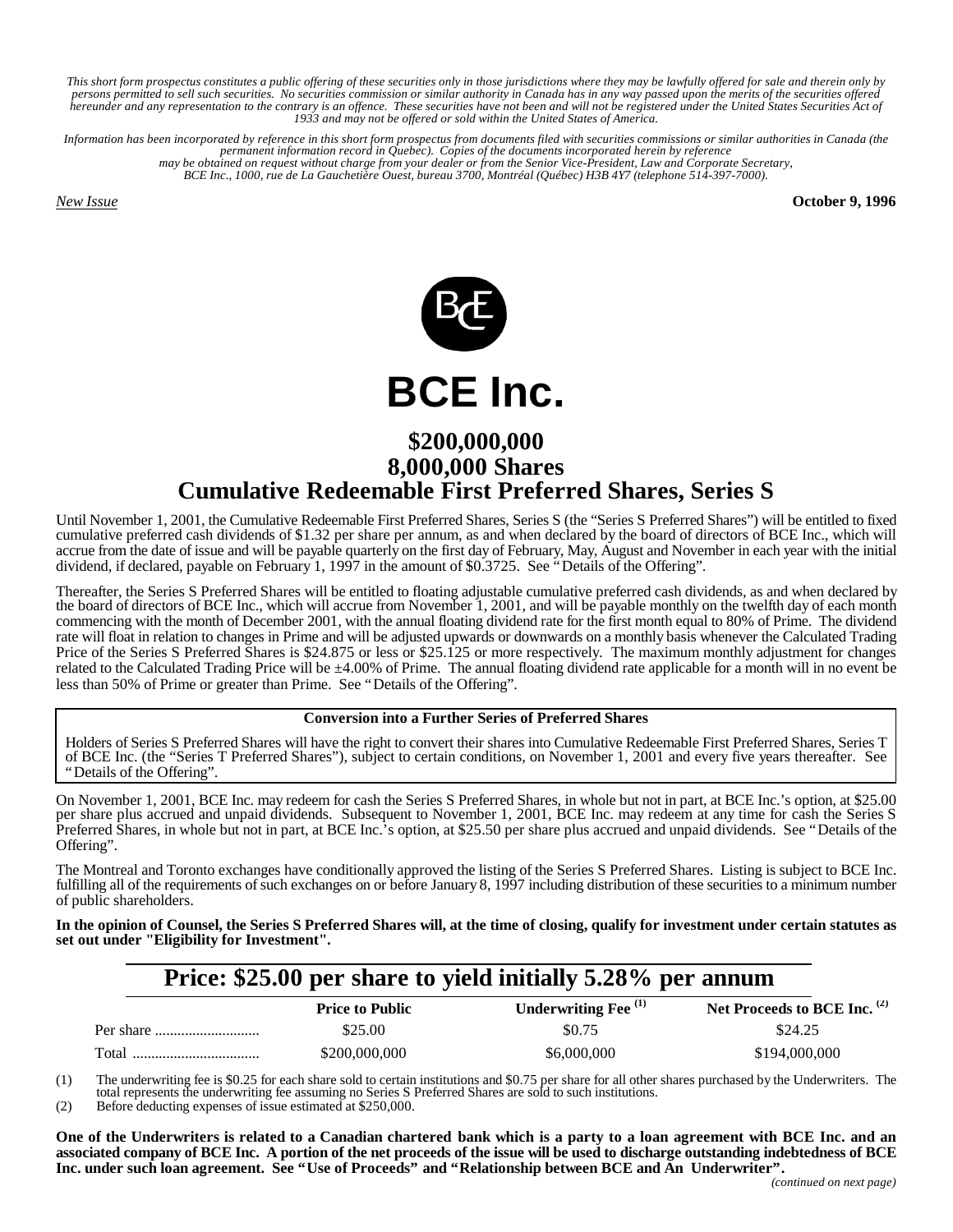*This short form prospectus constitutes a public offering of these securities only in those jurisdictions where they may be lawfully offered for sale and therein only by persons permitted to sell such securities. No securities commission or similar authority in Canada has in any way passed upon the merits of the securities offered hereunder and any representation to the contrary is an offence. These securities have not been and will not be registered under the United States Securities Act of 1933 and may not be offered or sold within the United States of America.*

*Information has been incorporated by reference in this short form prospectus from documents filed with securities commissions or similar authorities in Canada (the permanent information record in Québec). Copies of the documents incorporated herein by reference may be obtained on request without charge from your dealer or from the Senior Vice-President, Law and Corporate Secretary, BCE Inc., 1000, rue de La Gauchetière Ouest, bureau 3700, Montréal (Québec) H3B 4Y7 (telephone 514-397-7000).*

*New Issue* **October 9, 1996**

# BCE Inc.

## $200,000,000
## 8,000,000 Shares
## Cumulative Redeemable First Preferred Shares, Series S

Until November 1, 2001, the Cumulative Redeemable First Preferred Shares, Series S (the "Series S Preferred Shares") will be entitled to fixed cumulative preferred cash dividends of $1.32 per share per annum, as and when declared by the board of directors of BCE Inc., which will accrue from the date of issue and will be payable quarterly on the first day of February, May, August and November in each year with the initial dividend, if declared, payable on February 1, 1997 in the amount of $0.3725. See "Details of the Offering".

Thereafter, the Series S Preferred Shares will be entitled to floating adjustable cumulative preferred cash dividends, as and when declared by the board of directors of BCE Inc., which will accrue from November 1, 2001, and will be payable monthly on the twelfth day of each month commencing with the month of December 2001, with the annual floating dividend rate for the first month equal to 80% of Prime. The dividend rate will float in relation to changes in Prime and will be adjusted upwards or downwards on a monthly basis whenever the Calculated Trading Price of the Series S Preferred Shares is $24.875 or less or $25.125 or more respectively. The maximum monthly adjustment for changes related to the Calculated Trading Price will be ±4.00% of Prime. The annual floating dividend rate applicable for a month will in no event be less than 50% of Prime or greater than Prime. See "Details of the Offering".

**Conversion into a Further Series of Preferred Shares**

Holders of Series S Preferred Shares will have the right to convert their shares into Cumulative Redeemable First Preferred Shares, Series T of BCE Inc. (the "Series T Preferred Shares"), subject to certain conditions, on November 1, 2001 and every five years thereafter. See "Details of the Offering".

On November 1, 2001, BCE Inc. may redeem for cash the Series S Preferred Shares, in whole but not in part, at BCE Inc.'s option, at $25.00 per share plus accrued and unpaid dividends. Subsequent to November 1, 2001, BCE Inc. may redeem at any time for cash the Series S Preferred Shares, in whole but not in part, at BCE Inc.'s option, at $25.50 per share plus accrued and unpaid dividends. See "Details of the Offering".

The Montreal and Toronto exchanges have conditionally approved the listing of the Series S Preferred Shares. Listing is subject to BCE Inc. fulfilling all of the requirements of such exchanges on or before January 8, 1997 including distribution of these securities to a minimum number of public shareholders.

**In the opinion of Counsel, the Series S Preferred Shares will, at the time of closing, qualify for investment under certain statutes as set out under "Eligibility for Investment".**

## Price: $25.00 per share to yield initially 5.28% per annum

| | Price to Public | Underwriting Fee [(1)] | Net Proceeds to BCE Inc. [(2)] |
|---|---|---|---|
| Per share | $25.00 | $0.75 | $24.25 |
| Total | $200,000,000 | $6,000,000 | $194,000,000 |

(1) The underwriting fee is $0.25 for each share sold to certain institutions and $0.75 per share for all other shares purchased by the Underwriters. The total represents the underwriting fee assuming no Series S Preferred Shares are sold to such institutions.

(2) Before deducting expenses of issue estimated at $250,000.

**One of the Underwriters is related to a Canadian chartered bank which is a party to a loan agreement with BCE Inc. and an associated company of BCE Inc. A portion of the net proceeds of the issue will be used to discharge outstanding indebtedness of BCE Inc. under such loan agreement. See "Use of Proceeds" and "Relationship between BCE and An Underwriter".**

*(continued on next page)*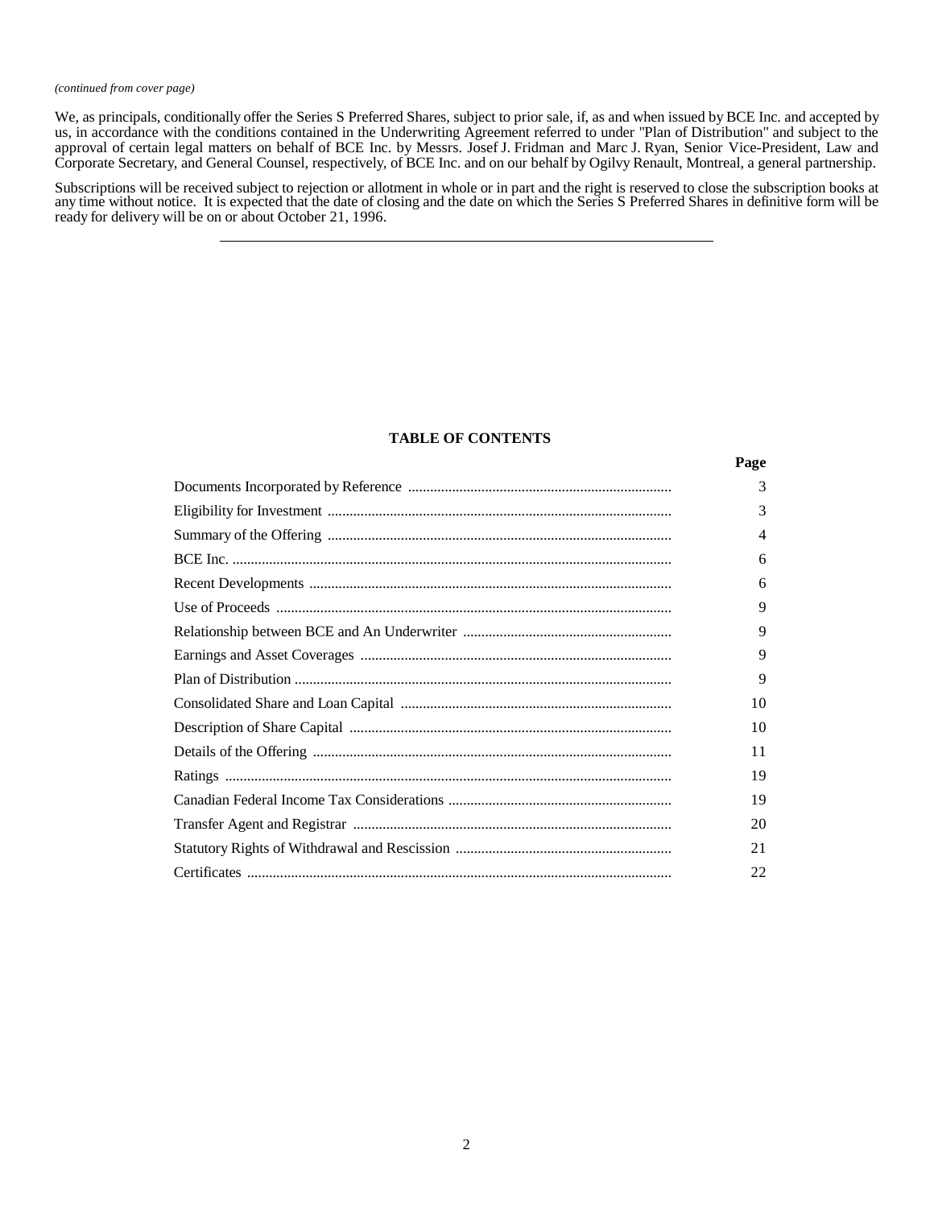*(continued from cover page)*

We, as principals, conditionally offer the Series S Preferred Shares, subject to prior sale, if, as and when issued by BCE Inc. and accepted by us, in accordance with the conditions contained in the Underwriting Agreement referred to under "Plan of Distribution" and subject to the approval of certain legal matters on behalf of BCE Inc. by Messrs. Josef J. Fridman and Marc J. Ryan, Senior Vice-President, Law and Corporate Secretary, and General Counsel, respectively, of BCE Inc. and on our behalf by Ogilvy Renault, Montreal, a general partnership.

Subscriptions will be received subject to rejection or allotment in whole or in part and the right is reserved to close the subscription books at any time without notice. It is expected that the date of closing and the date on which the Series S Preferred Shares in definitive form will be ready for delivery will be on or about October 21, 1996.

---

## TABLE OF CONTENTS

| | Page |
|---|---|
| Documents Incorporated by Reference | 3 |
| Eligibility for Investment | 3 |
| Summary of the Offering | 4 |
| BCE Inc. | 6 |
| Recent Developments | 6 |
| Use of Proceeds | 9 |
| Relationship between BCE and An Underwriter | 9 |
| Earnings and Asset Coverages | 9 |
| Plan of Distribution | 9 |
| Consolidated Share and Loan Capital | 10 |
| Description of Share Capital | 10 |
| Details of the Offering | 11 |
| Ratings | 19 |
| Canadian Federal Income Tax Considerations | 19 |
| Transfer Agent and Registrar | 20 |
| Statutory Rights of Withdrawal and Rescission | 21 |
| Certificates | 22 |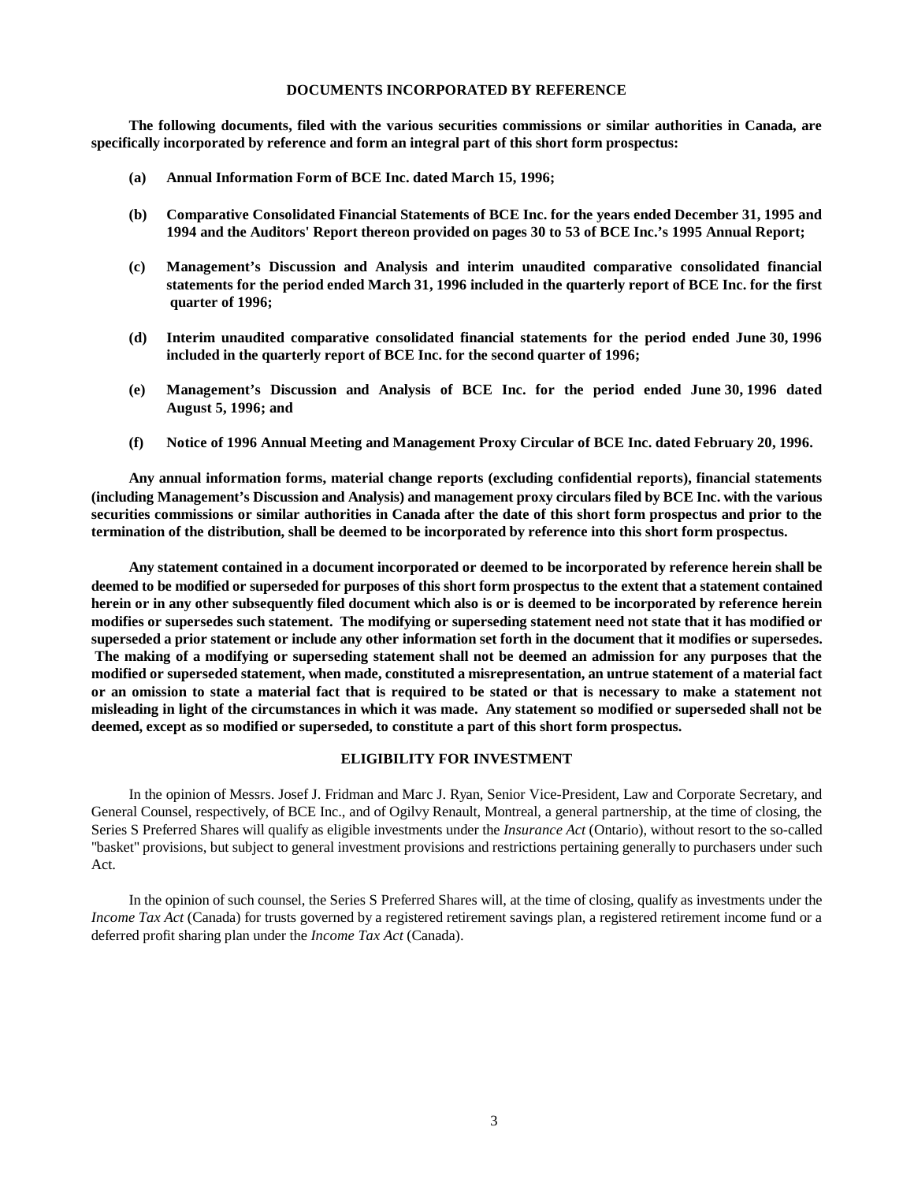## DOCUMENTS INCORPORATED BY REFERENCE

**The following documents, filed with the various securities commissions or similar authorities in Canada, are specifically incorporated by reference and form an integral part of this short form prospectus:**

**(a) Annual Information Form of BCE Inc. dated March 15, 1996;**

**(b) Comparative Consolidated Financial Statements of BCE Inc. for the years ended December 31, 1995 and 1994 and the Auditors' Report thereon provided on pages 30 to 53 of BCE Inc.'s 1995 Annual Report;**

**(c) Management's Discussion and Analysis and interim unaudited comparative consolidated financial statements for the period ended March 31, 1996 included in the quarterly report of BCE Inc. for the first quarter of 1996;**

**(d) Interim unaudited comparative consolidated financial statements for the period ended June 30, 1996 included in the quarterly report of BCE Inc. for the second quarter of 1996;**

**(e) Management's Discussion and Analysis of BCE Inc. for the period ended June 30, 1996 dated August 5, 1996; and**

**(f) Notice of 1996 Annual Meeting and Management Proxy Circular of BCE Inc. dated February 20, 1996.**

**Any annual information forms, material change reports (excluding confidential reports), financial statements (including Management's Discussion and Analysis) and management proxy circulars filed by BCE Inc. with the various securities commissions or similar authorities in Canada after the date of this short form prospectus and prior to the termination of the distribution, shall be deemed to be incorporated by reference into this short form prospectus.**

**Any statement contained in a document incorporated or deemed to be incorporated by reference herein shall be deemed to be modified or superseded for purposes of this short form prospectus to the extent that a statement contained herein or in any other subsequently filed document which also is or is deemed to be incorporated by reference herein modifies or supersedes such statement. The modifying or superseding statement need not state that it has modified or superseded a prior statement or include any other information set forth in the document that it modifies or supersedes. The making of a modifying or superseding statement shall not be deemed an admission for any purposes that the modified or superseded statement, when made, constituted a misrepresentation, an untrue statement of a material fact or an omission to state a material fact that is required to be stated or that is necessary to make a statement not misleading in light of the circumstances in which it was made. Any statement so modified or superseded shall not be deemed, except as so modified or superseded, to constitute a part of this short form prospectus.**

## ELIGIBILITY FOR INVESTMENT

In the opinion of Messrs. Josef J. Fridman and Marc J. Ryan, Senior Vice-President, Law and Corporate Secretary, and General Counsel, respectively, of BCE Inc., and of Ogilvy Renault, Montreal, a general partnership, at the time of closing, the Series S Preferred Shares will qualify as eligible investments under the *Insurance Act* (Ontario), without resort to the so-called "basket" provisions, but subject to general investment provisions and restrictions pertaining generally to purchasers under such Act.

In the opinion of such counsel, the Series S Preferred Shares will, at the time of closing, qualify as investments under the *Income Tax Act* (Canada) for trusts governed by a registered retirement savings plan, a registered retirement income fund or a deferred profit sharing plan under the *Income Tax Act* (Canada).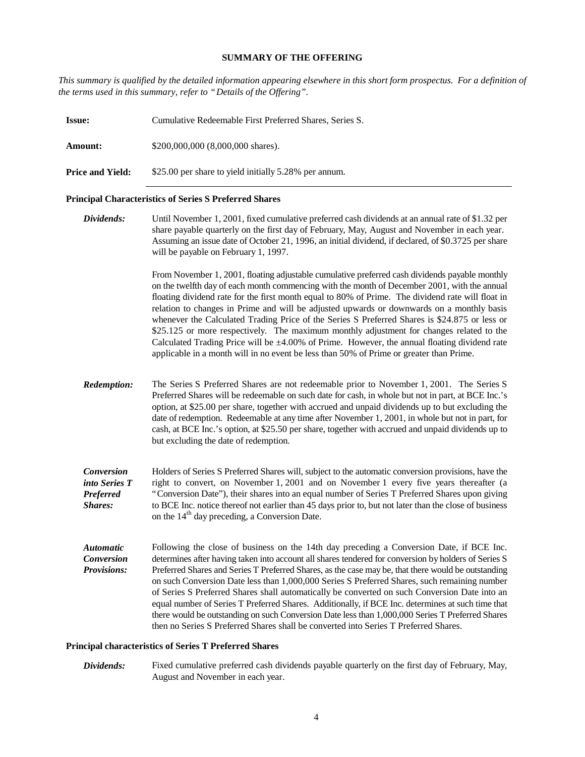## SUMMARY OF THE OFFERING

*This summary is qualified by the detailed information appearing elsewhere in this short form prospectus. For a definition of the terms used in this summary, refer to "Details of the Offering".*

**Issue:** Cumulative Redeemable First Preferred Shares, Series S.

**Amount:** $200,000,000 (8,000,000 shares).

**Price and Yield:** $25.00 per share to yield initially 5.28% per annum.

### Principal Characteristics of Series S Preferred Shares

***Dividends:*** Until November 1, 2001, fixed cumulative preferred cash dividends at an annual rate of $1.32 per share payable quarterly on the first day of February, May, August and November in each year. Assuming an issue date of October 21, 1996, an initial dividend, if declared, of $0.3725 per share will be payable on February 1, 1997.

From November 1, 2001, floating adjustable cumulative preferred cash dividends payable monthly on the twelfth day of each month commencing with the month of December 2001, with the annual floating dividend rate for the first month equal to 80% of Prime. The dividend rate will float in relation to changes in Prime and will be adjusted upwards or downwards on a monthly basis whenever the Calculated Trading Price of the Series S Preferred Shares is $24.875 or less or $25.125 or more respectively. The maximum monthly adjustment for changes related to the Calculated Trading Price will be ±4.00% of Prime. However, the annual floating dividend rate applicable in a month will in no event be less than 50% of Prime or greater than Prime.

***Redemption:*** The Series S Preferred Shares are not redeemable prior to November 1, 2001. The Series S Preferred Shares will be redeemable on such date for cash, in whole but not in part, at BCE Inc.'s option, at $25.00 per share, together with accrued and unpaid dividends up to but excluding the date of redemption. Redeemable at any time after November 1, 2001, in whole but not in part, for cash, at BCE Inc.'s option, at $25.50 per share, together with accrued and unpaid dividends up to but excluding the date of redemption.

***Conversion into Series T Preferred Shares:*** Holders of Series S Preferred Shares will, subject to the automatic conversion provisions, have the right to convert, on November 1, 2001 and on November 1 every five years thereafter (a "Conversion Date"), their shares into an equal number of Series T Preferred Shares upon giving to BCE Inc. notice thereof not earlier than 45 days prior to, but not later than the close of business on the 14th day preceding, a Conversion Date.

***Automatic Conversion Provisions:*** Following the close of business on the 14th day preceding a Conversion Date, if BCE Inc. determines after having taken into account all shares tendered for conversion by holders of Series S Preferred Shares and Series T Preferred Shares, as the case may be, that there would be outstanding on such Conversion Date less than 1,000,000 Series S Preferred Shares, such remaining number of Series S Preferred Shares shall automatically be converted on such Conversion Date into an equal number of Series T Preferred Shares. Additionally, if BCE Inc. determines at such time that there would be outstanding on such Conversion Date less than 1,000,000 Series T Preferred Shares then no Series S Preferred Shares shall be converted into Series T Preferred Shares.

### Principal characteristics of Series T Preferred Shares

***Dividends:*** Fixed cumulative preferred cash dividends payable quarterly on the first day of February, May, August and November in each year.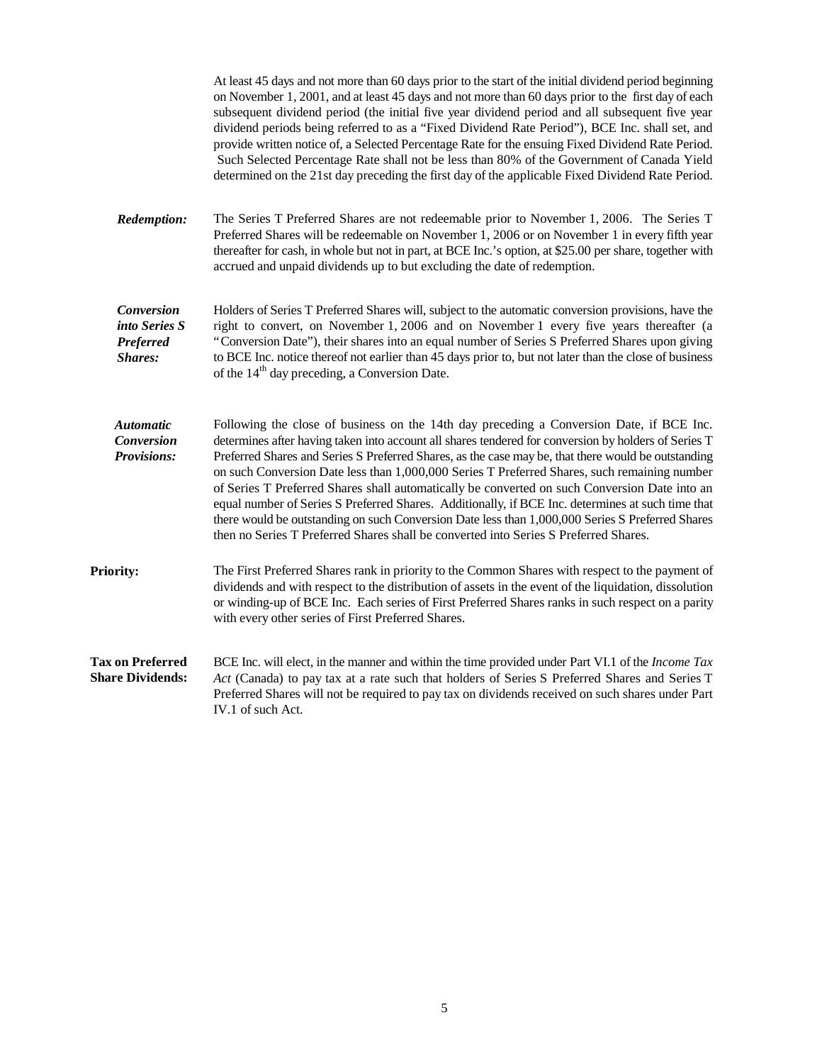At least 45 days and not more than 60 days prior to the start of the initial dividend period beginning on November 1, 2001, and at least 45 days and not more than 60 days prior to the first day of each subsequent dividend period (the initial five year dividend period and all subsequent five year dividend periods being referred to as a "Fixed Dividend Rate Period"), BCE Inc. shall set, and provide written notice of, a Selected Percentage Rate for the ensuing Fixed Dividend Rate Period. Such Selected Percentage Rate shall not be less than 80% of the Government of Canada Yield determined on the 21st day preceding the first day of the applicable Fixed Dividend Rate Period.

***Redemption:*** The Series T Preferred Shares are not redeemable prior to November 1, 2006. The Series T Preferred Shares will be redeemable on November 1, 2006 or on November 1 in every fifth year thereafter for cash, in whole but not in part, at BCE Inc.'s option, at $25.00 per share, together with accrued and unpaid dividends up to but excluding the date of redemption.

***Conversion into Series S Preferred Shares:*** Holders of Series T Preferred Shares will, subject to the automatic conversion provisions, have the right to convert, on November 1, 2006 and on November 1 every five years thereafter (a "Conversion Date"), their shares into an equal number of Series S Preferred Shares upon giving to BCE Inc. notice thereof not earlier than 45 days prior to, but not later than the close of business of the 14th day preceding, a Conversion Date.

***Automatic Conversion Provisions:*** Following the close of business on the 14th day preceding a Conversion Date, if BCE Inc. determines after having taken into account all shares tendered for conversion by holders of Series T Preferred Shares and Series S Preferred Shares, as the case may be, that there would be outstanding on such Conversion Date less than 1,000,000 Series T Preferred Shares, such remaining number of Series T Preferred Shares shall automatically be converted on such Conversion Date into an equal number of Series S Preferred Shares. Additionally, if BCE Inc. determines at such time that there would be outstanding on such Conversion Date less than 1,000,000 Series S Preferred Shares then no Series T Preferred Shares shall be converted into Series S Preferred Shares.

**Priority:** The First Preferred Shares rank in priority to the Common Shares with respect to the payment of dividends and with respect to the distribution of assets in the event of the liquidation, dissolution or winding-up of BCE Inc. Each series of First Preferred Shares ranks in such respect on a parity with every other series of First Preferred Shares.

**Tax on Preferred Share Dividends:** BCE Inc. will elect, in the manner and within the time provided under Part VI.1 of the *Income Tax Act* (Canada) to pay tax at a rate such that holders of Series S Preferred Shares and Series T Preferred Shares will not be required to pay tax on dividends received on such shares under Part IV.1 of such Act.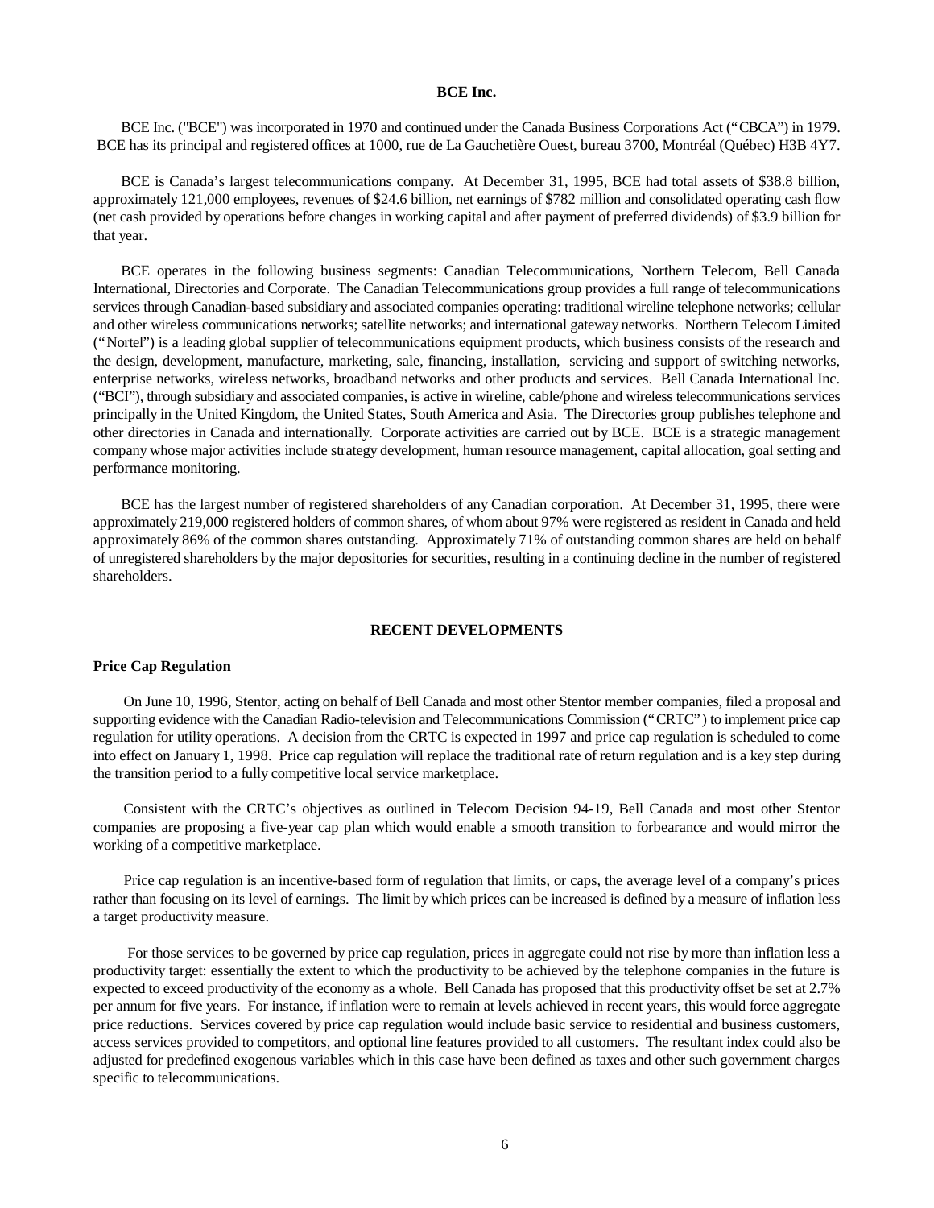## BCE Inc.

BCE Inc. ("BCE") was incorporated in 1970 and continued under the Canada Business Corporations Act ("CBCA") in 1979. BCE has its principal and registered offices at 1000, rue de La Gauchetière Ouest, bureau 3700, Montréal (Québec) H3B 4Y7.

BCE is Canada's largest telecommunications company. At December 31, 1995, BCE had total assets of $38.8 billion, approximately 121,000 employees, revenues of $24.6 billion, net earnings of $782 million and consolidated operating cash flow (net cash provided by operations before changes in working capital and after payment of preferred dividends) of $3.9 billion for that year.

BCE operates in the following business segments: Canadian Telecommunications, Northern Telecom, Bell Canada International, Directories and Corporate. The Canadian Telecommunications group provides a full range of telecommunications services through Canadian-based subsidiary and associated companies operating: traditional wireline telephone networks; cellular and other wireless communications networks; satellite networks; and international gateway networks. Northern Telecom Limited ("Nortel") is a leading global supplier of telecommunications equipment products, which business consists of the research and the design, development, manufacture, marketing, sale, financing, installation, servicing and support of switching networks, enterprise networks, wireless networks, broadband networks and other products and services. Bell Canada International Inc. ("BCI"), through subsidiary and associated companies, is active in wireline, cable/phone and wireless telecommunications services principally in the United Kingdom, the United States, South America and Asia. The Directories group publishes telephone and other directories in Canada and internationally. Corporate activities are carried out by BCE. BCE is a strategic management company whose major activities include strategy development, human resource management, capital allocation, goal setting and performance monitoring.

BCE has the largest number of registered shareholders of any Canadian corporation. At December 31, 1995, there were approximately 219,000 registered holders of common shares, of whom about 97% were registered as resident in Canada and held approximately 86% of the common shares outstanding. Approximately 71% of outstanding common shares are held on behalf of unregistered shareholders by the major depositories for securities, resulting in a continuing decline in the number of registered shareholders.

## RECENT DEVELOPMENTS

### Price Cap Regulation

On June 10, 1996, Stentor, acting on behalf of Bell Canada and most other Stentor member companies, filed a proposal and supporting evidence with the Canadian Radio-television and Telecommunications Commission ("CRTC") to implement price cap regulation for utility operations. A decision from the CRTC is expected in 1997 and price cap regulation is scheduled to come into effect on January 1, 1998. Price cap regulation will replace the traditional rate of return regulation and is a key step during the transition period to a fully competitive local service marketplace.

Consistent with the CRTC's objectives as outlined in Telecom Decision 94-19, Bell Canada and most other Stentor companies are proposing a five-year cap plan which would enable a smooth transition to forbearance and would mirror the working of a competitive marketplace.

Price cap regulation is an incentive-based form of regulation that limits, or caps, the average level of a company's prices rather than focusing on its level of earnings. The limit by which prices can be increased is defined by a measure of inflation less a target productivity measure.

For those services to be governed by price cap regulation, prices in aggregate could not rise by more than inflation less a productivity target: essentially the extent to which the productivity to be achieved by the telephone companies in the future is expected to exceed productivity of the economy as a whole. Bell Canada has proposed that this productivity offset be set at 2.7% per annum for five years. For instance, if inflation were to remain at levels achieved in recent years, this would force aggregate price reductions. Services covered by price cap regulation would include basic service to residential and business customers, access services provided to competitors, and optional line features provided to all customers. The resultant index could also be adjusted for predefined exogenous variables which in this case have been defined as taxes and other such government charges specific to telecommunications.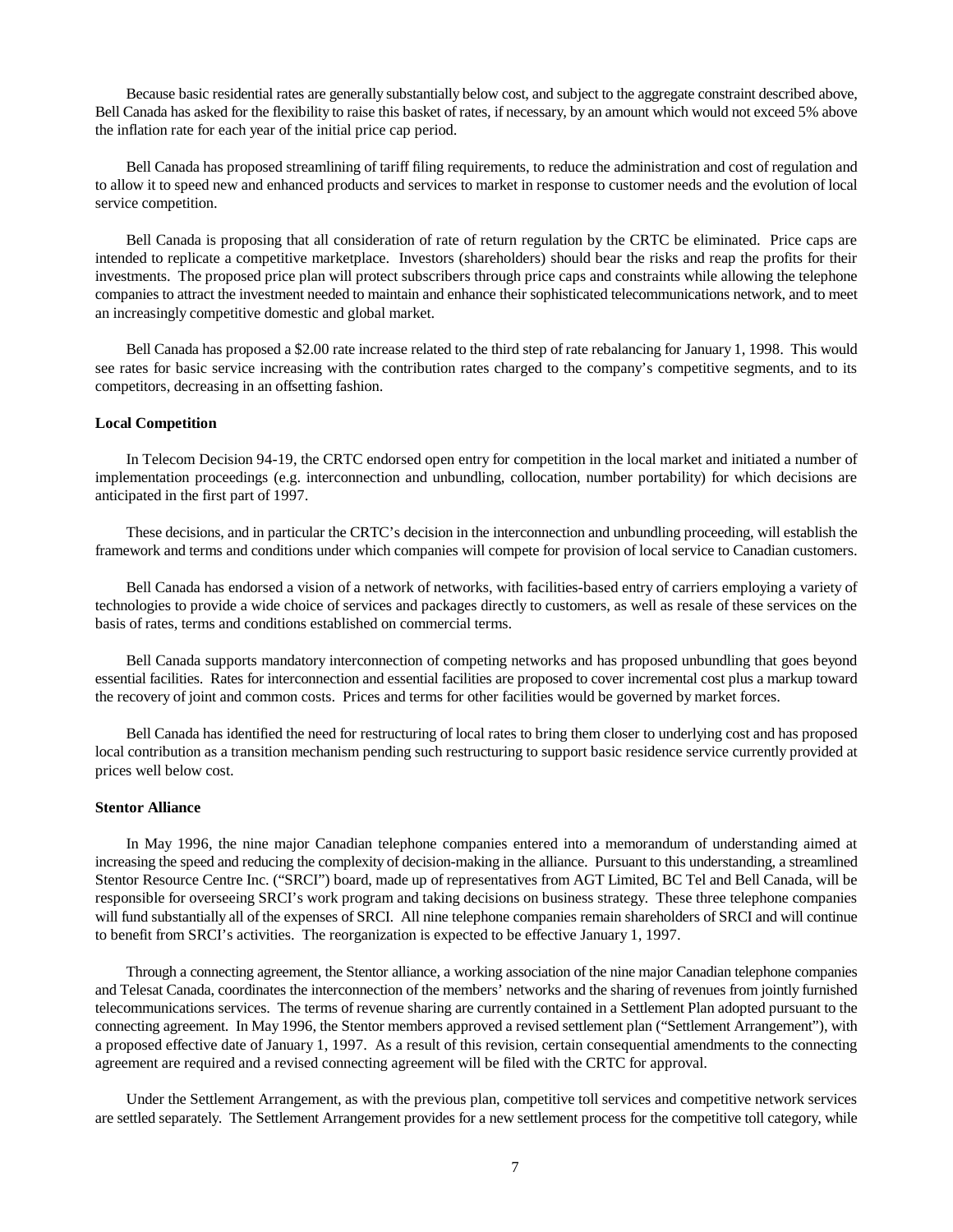Because basic residential rates are generally substantially below cost, and subject to the aggregate constraint described above, Bell Canada has asked for the flexibility to raise this basket of rates, if necessary, by an amount which would not exceed 5% above the inflation rate for each year of the initial price cap period.

Bell Canada has proposed streamlining of tariff filing requirements, to reduce the administration and cost of regulation and to allow it to speed new and enhanced products and services to market in response to customer needs and the evolution of local service competition.

Bell Canada is proposing that all consideration of rate of return regulation by the CRTC be eliminated. Price caps are intended to replicate a competitive marketplace. Investors (shareholders) should bear the risks and reap the profits for their investments. The proposed price plan will protect subscribers through price caps and constraints while allowing the telephone companies to attract the investment needed to maintain and enhance their sophisticated telecommunications network, and to meet an increasingly competitive domestic and global market.

Bell Canada has proposed a $2.00 rate increase related to the third step of rate rebalancing for January 1, 1998. This would see rates for basic service increasing with the contribution rates charged to the company's competitive segments, and to its competitors, decreasing in an offsetting fashion.

**Local Competition**

In Telecom Decision 94-19, the CRTC endorsed open entry for competition in the local market and initiated a number of implementation proceedings (e.g. interconnection and unbundling, collocation, number portability) for which decisions are anticipated in the first part of 1997.

These decisions, and in particular the CRTC's decision in the interconnection and unbundling proceeding, will establish the framework and terms and conditions under which companies will compete for provision of local service to Canadian customers.

Bell Canada has endorsed a vision of a network of networks, with facilities-based entry of carriers employing a variety of technologies to provide a wide choice of services and packages directly to customers, as well as resale of these services on the basis of rates, terms and conditions established on commercial terms.

Bell Canada supports mandatory interconnection of competing networks and has proposed unbundling that goes beyond essential facilities. Rates for interconnection and essential facilities are proposed to cover incremental cost plus a markup toward the recovery of joint and common costs. Prices and terms for other facilities would be governed by market forces.

Bell Canada has identified the need for restructuring of local rates to bring them closer to underlying cost and has proposed local contribution as a transition mechanism pending such restructuring to support basic residence service currently provided at prices well below cost.

**Stentor Alliance**

In May 1996, the nine major Canadian telephone companies entered into a memorandum of understanding aimed at increasing the speed and reducing the complexity of decision-making in the alliance. Pursuant to this understanding, a streamlined Stentor Resource Centre Inc. ("SRCI") board, made up of representatives from AGT Limited, BC Tel and Bell Canada, will be responsible for overseeing SRCI's work program and taking decisions on business strategy. These three telephone companies will fund substantially all of the expenses of SRCI. All nine telephone companies remain shareholders of SRCI and will continue to benefit from SRCI's activities. The reorganization is expected to be effective January 1, 1997.

Through a connecting agreement, the Stentor alliance, a working association of the nine major Canadian telephone companies and Telesat Canada, coordinates the interconnection of the members' networks and the sharing of revenues from jointly furnished telecommunications services. The terms of revenue sharing are currently contained in a Settlement Plan adopted pursuant to the connecting agreement. In May 1996, the Stentor members approved a revised settlement plan ("Settlement Arrangement"), with a proposed effective date of January 1, 1997. As a result of this revision, certain consequential amendments to the connecting agreement are required and a revised connecting agreement will be filed with the CRTC for approval.

Under the Settlement Arrangement, as with the previous plan, competitive toll services and competitive network services are settled separately. The Settlement Arrangement provides for a new settlement process for the competitive toll category, while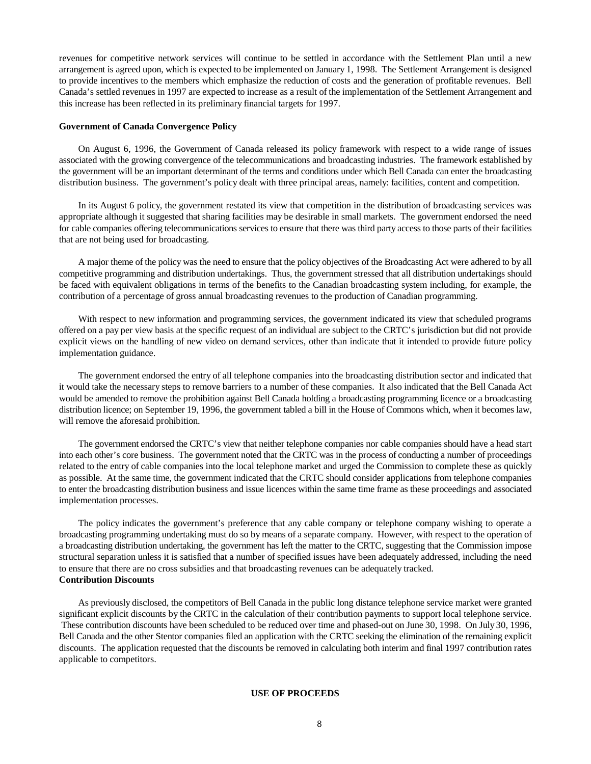revenues for competitive network services will continue to be settled in accordance with the Settlement Plan until a new arrangement is agreed upon, which is expected to be implemented on January 1, 1998. The Settlement Arrangement is designed to provide incentives to the members which emphasize the reduction of costs and the generation of profitable revenues. Bell Canada's settled revenues in 1997 are expected to increase as a result of the implementation of the Settlement Arrangement and this increase has been reflected in its preliminary financial targets for 1997.

**Government of Canada Convergence Policy**

On August 6, 1996, the Government of Canada released its policy framework with respect to a wide range of issues associated with the growing convergence of the telecommunications and broadcasting industries. The framework established by the government will be an important determinant of the terms and conditions under which Bell Canada can enter the broadcasting distribution business. The government's policy dealt with three principal areas, namely: facilities, content and competition.

In its August 6 policy, the government restated its view that competition in the distribution of broadcasting services was appropriate although it suggested that sharing facilities may be desirable in small markets. The government endorsed the need for cable companies offering telecommunications services to ensure that there was third party access to those parts of their facilities that are not being used for broadcasting.

A major theme of the policy was the need to ensure that the policy objectives of the Broadcasting Act were adhered to by all competitive programming and distribution undertakings. Thus, the government stressed that all distribution undertakings should be faced with equivalent obligations in terms of the benefits to the Canadian broadcasting system including, for example, the contribution of a percentage of gross annual broadcasting revenues to the production of Canadian programming.

With respect to new information and programming services, the government indicated its view that scheduled programs offered on a pay per view basis at the specific request of an individual are subject to the CRTC's jurisdiction but did not provide explicit views on the handling of new video on demand services, other than indicate that it intended to provide future policy implementation guidance.

The government endorsed the entry of all telephone companies into the broadcasting distribution sector and indicated that it would take the necessary steps to remove barriers to a number of these companies. It also indicated that the Bell Canada Act would be amended to remove the prohibition against Bell Canada holding a broadcasting programming licence or a broadcasting distribution licence; on September 19, 1996, the government tabled a bill in the House of Commons which, when it becomes law, will remove the aforesaid prohibition.

The government endorsed the CRTC's view that neither telephone companies nor cable companies should have a head start into each other's core business. The government noted that the CRTC was in the process of conducting a number of proceedings related to the entry of cable companies into the local telephone market and urged the Commission to complete these as quickly as possible. At the same time, the government indicated that the CRTC should consider applications from telephone companies to enter the broadcasting distribution business and issue licences within the same time frame as these proceedings and associated implementation processes.

The policy indicates the government's preference that any cable company or telephone company wishing to operate a broadcasting programming undertaking must do so by means of a separate company. However, with respect to the operation of a broadcasting distribution undertaking, the government has left the matter to the CRTC, suggesting that the Commission impose structural separation unless it is satisfied that a number of specified issues have been adequately addressed, including the need to ensure that there are no cross subsidies and that broadcasting revenues can be adequately tracked.

**Contribution Discounts**

As previously disclosed, the competitors of Bell Canada in the public long distance telephone service market were granted significant explicit discounts by the CRTC in the calculation of their contribution payments to support local telephone service. These contribution discounts have been scheduled to be reduced over time and phased-out on June 30, 1998. On July 30, 1996, Bell Canada and the other Stentor companies filed an application with the CRTC seeking the elimination of the remaining explicit discounts. The application requested that the discounts be removed in calculating both interim and final 1997 contribution rates applicable to competitors.

**USE OF PROCEEDS**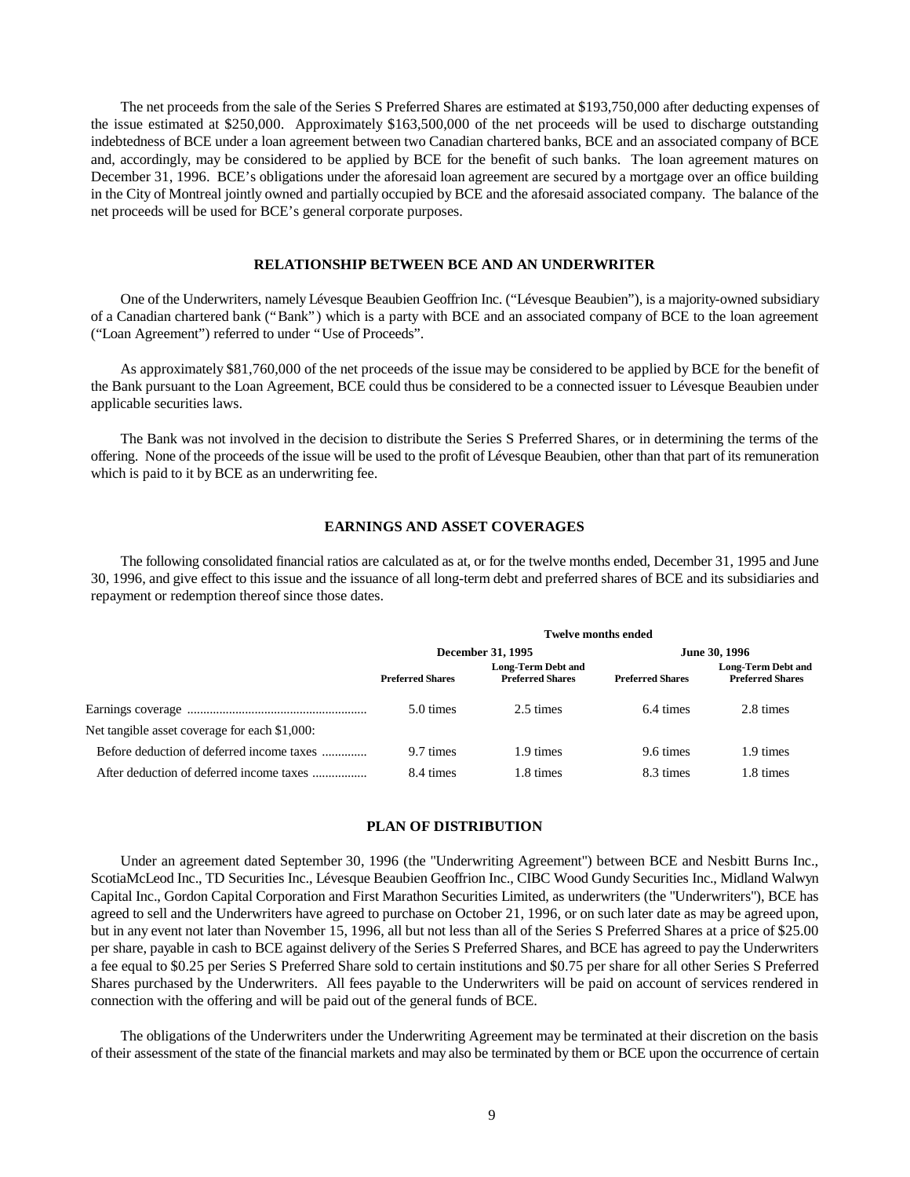The net proceeds from the sale of the Series S Preferred Shares are estimated at $193,750,000 after deducting expenses of the issue estimated at $250,000. Approximately $163,500,000 of the net proceeds will be used to discharge outstanding indebtedness of BCE under a loan agreement between two Canadian chartered banks, BCE and an associated company of BCE and, accordingly, may be considered to be applied by BCE for the benefit of such banks. The loan agreement matures on December 31, 1996. BCE's obligations under the aforesaid loan agreement are secured by a mortgage over an office building in the City of Montreal jointly owned and partially occupied by BCE and the aforesaid associated company. The balance of the net proceeds will be used for BCE's general corporate purposes.

## RELATIONSHIP BETWEEN BCE AND AN UNDERWRITER

One of the Underwriters, namely Lévesque Beaubien Geoffrion Inc. ("Lévesque Beaubien"), is a majority-owned subsidiary of a Canadian chartered bank ("Bank") which is a party with BCE and an associated company of BCE to the loan agreement ("Loan Agreement") referred to under "Use of Proceeds".

As approximately $81,760,000 of the net proceeds of the issue may be considered to be applied by BCE for the benefit of the Bank pursuant to the Loan Agreement, BCE could thus be considered to be a connected issuer to Lévesque Beaubien under applicable securities laws.

The Bank was not involved in the decision to distribute the Series S Preferred Shares, or in determining the terms of the offering. None of the proceeds of the issue will be used to the profit of Lévesque Beaubien, other than that part of its remuneration which is paid to it by BCE as an underwriting fee.

## EARNINGS AND ASSET COVERAGES

The following consolidated financial ratios are calculated as at, or for the twelve months ended, December 31, 1995 and June 30, 1996, and give effect to this issue and the issuance of all long-term debt and preferred shares of BCE and its subsidiaries and repayment or redemption thereof since those dates.

| | Twelve months ended | | | |
|---|---|---|---|---|
| | December 31, 1995 | | June 30, 1996 | |
| | Preferred Shares | Long-Term Debt and Preferred Shares | Preferred Shares | Long-Term Debt and Preferred Shares |
| Earnings coverage | 5.0 times | 2.5 times | 6.4 times | 2.8 times |
| Net tangible asset coverage for each $1,000: | | | | |
| Before deduction of deferred income taxes | 9.7 times | 1.9 times | 9.6 times | 1.9 times |
| After deduction of deferred income taxes | 8.4 times | 1.8 times | 8.3 times | 1.8 times |

## PLAN OF DISTRIBUTION

Under an agreement dated September 30, 1996 (the "Underwriting Agreement") between BCE and Nesbitt Burns Inc., ScotiaMcLeod Inc., TD Securities Inc., Lévesque Beaubien Geoffrion Inc., CIBC Wood Gundy Securities Inc., Midland Walwyn Capital Inc., Gordon Capital Corporation and First Marathon Securities Limited, as underwriters (the "Underwriters"), BCE has agreed to sell and the Underwriters have agreed to purchase on October 21, 1996, or on such later date as may be agreed upon, but in any event not later than November 15, 1996, all but not less than all of the Series S Preferred Shares at a price of $25.00 per share, payable in cash to BCE against delivery of the Series S Preferred Shares, and BCE has agreed to pay the Underwriters a fee equal to $0.25 per Series S Preferred Share sold to certain institutions and $0.75 per share for all other Series S Preferred Shares purchased by the Underwriters. All fees payable to the Underwriters will be paid on account of services rendered in connection with the offering and will be paid out of the general funds of BCE.

The obligations of the Underwriters under the Underwriting Agreement may be terminated at their discretion on the basis of their assessment of the state of the financial markets and may also be terminated by them or BCE upon the occurrence of certain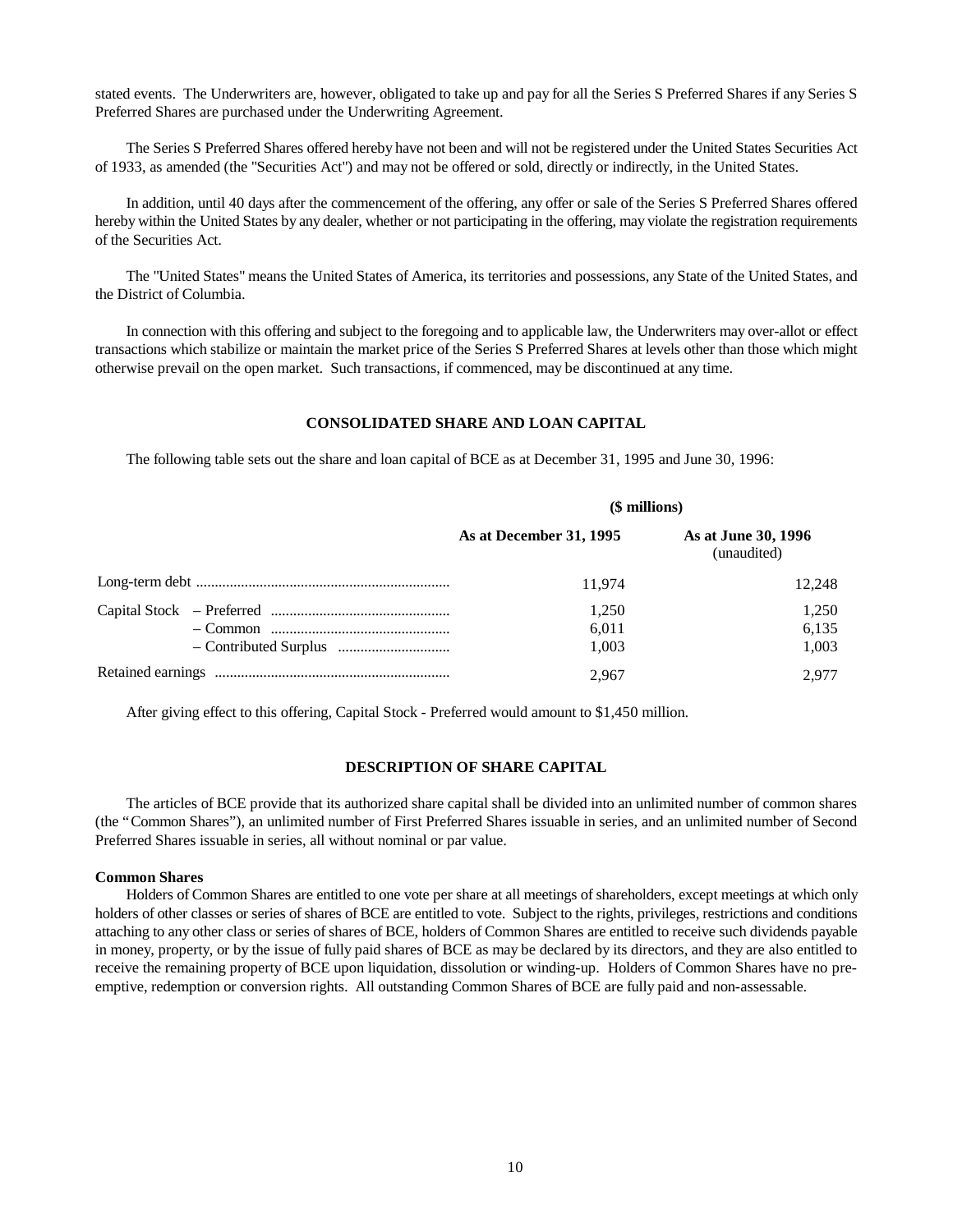stated events. The Underwriters are, however, obligated to take up and pay for all the Series S Preferred Shares if any Series S Preferred Shares are purchased under the Underwriting Agreement.

The Series S Preferred Shares offered hereby have not been and will not be registered under the United States Securities Act of 1933, as amended (the "Securities Act") and may not be offered or sold, directly or indirectly, in the United States.

In addition, until 40 days after the commencement of the offering, any offer or sale of the Series S Preferred Shares offered hereby within the United States by any dealer, whether or not participating in the offering, may violate the registration requirements of the Securities Act.

The "United States" means the United States of America, its territories and possessions, any State of the United States, and the District of Columbia.

In connection with this offering and subject to the foregoing and to applicable law, the Underwriters may over-allot or effect transactions which stabilize or maintain the market price of the Series S Preferred Shares at levels other than those which might otherwise prevail on the open market. Such transactions, if commenced, may be discontinued at any time.

## CONSOLIDATED SHARE AND LOAN CAPITAL

The following table sets out the share and loan capital of BCE as at December 31, 1995 and June 30, 1996:

| | **($ millions)** | |
|---|---|---|
| | **As at December 31, 1995** | **As at June 30, 1996** (unaudited) |
| Long-term debt | 11,974 | 12,248 |
| Capital Stock – Preferred | 1,250 | 1,250 |
| – Common | 6,011 | 6,135 |
| – Contributed Surplus | 1,003 | 1,003 |
| Retained earnings | 2,967 | 2,977 |

After giving effect to this offering, Capital Stock - Preferred would amount to $1,450 million.

## DESCRIPTION OF SHARE CAPITAL

The articles of BCE provide that its authorized share capital shall be divided into an unlimited number of common shares (the "Common Shares"), an unlimited number of First Preferred Shares issuable in series, and an unlimited number of Second Preferred Shares issuable in series, all without nominal or par value.

### Common Shares

Holders of Common Shares are entitled to one vote per share at all meetings of shareholders, except meetings at which only holders of other classes or series of shares of BCE are entitled to vote. Subject to the rights, privileges, restrictions and conditions attaching to any other class or series of shares of BCE, holders of Common Shares are entitled to receive such dividends payable in money, property, or by the issue of fully paid shares of BCE as may be declared by its directors, and they are also entitled to receive the remaining property of BCE upon liquidation, dissolution or winding-up. Holders of Common Shares have no pre-emptive, redemption or conversion rights. All outstanding Common Shares of BCE are fully paid and non-assessable.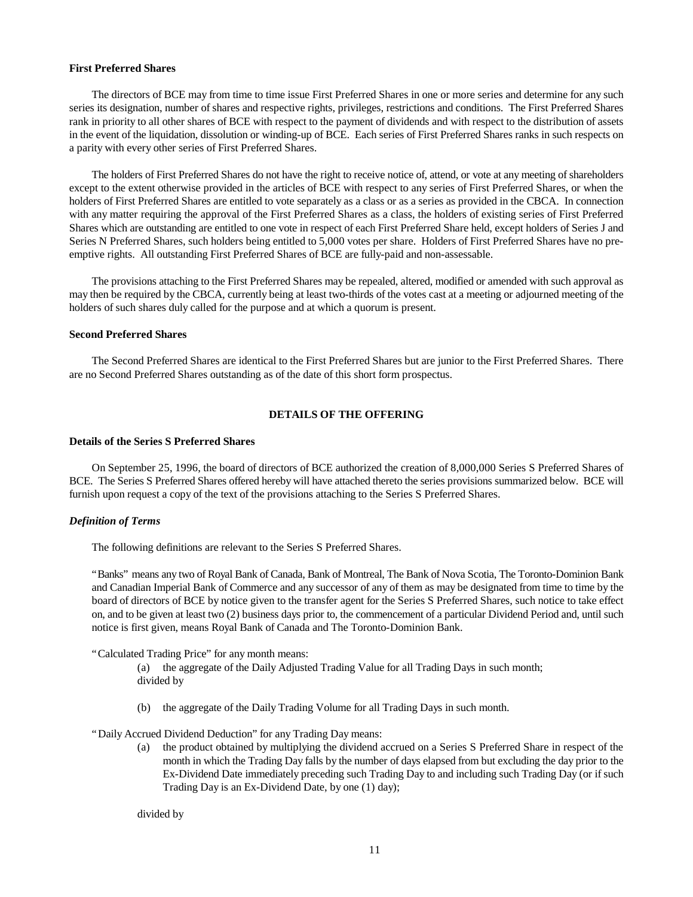**First Preferred Shares**

The directors of BCE may from time to time issue First Preferred Shares in one or more series and determine for any such series its designation, number of shares and respective rights, privileges, restrictions and conditions. The First Preferred Shares rank in priority to all other shares of BCE with respect to the payment of dividends and with respect to the distribution of assets in the event of the liquidation, dissolution or winding-up of BCE. Each series of First Preferred Shares ranks in such respects on a parity with every other series of First Preferred Shares.

The holders of First Preferred Shares do not have the right to receive notice of, attend, or vote at any meeting of shareholders except to the extent otherwise provided in the articles of BCE with respect to any series of First Preferred Shares, or when the holders of First Preferred Shares are entitled to vote separately as a class or as a series as provided in the CBCA. In connection with any matter requiring the approval of the First Preferred Shares as a class, the holders of existing series of First Preferred Shares which are outstanding are entitled to one vote in respect of each First Preferred Share held, except holders of Series J and Series N Preferred Shares, such holders being entitled to 5,000 votes per share. Holders of First Preferred Shares have no pre-emptive rights. All outstanding First Preferred Shares of BCE are fully-paid and non-assessable.

The provisions attaching to the First Preferred Shares may be repealed, altered, modified or amended with such approval as may then be required by the CBCA, currently being at least two-thirds of the votes cast at a meeting or adjourned meeting of the holders of such shares duly called for the purpose and at which a quorum is present.

**Second Preferred Shares**

The Second Preferred Shares are identical to the First Preferred Shares but are junior to the First Preferred Shares. There are no Second Preferred Shares outstanding as of the date of this short form prospectus.

## DETAILS OF THE OFFERING

**Details of the Series S Preferred Shares**

On September 25, 1996, the board of directors of BCE authorized the creation of 8,000,000 Series S Preferred Shares of BCE. The Series S Preferred Shares offered hereby will have attached thereto the series provisions summarized below. BCE will furnish upon request a copy of the text of the provisions attaching to the Series S Preferred Shares.

***Definition of Terms***

The following definitions are relevant to the Series S Preferred Shares.

"Banks" means any two of Royal Bank of Canada, Bank of Montreal, The Bank of Nova Scotia, The Toronto-Dominion Bank and Canadian Imperial Bank of Commerce and any successor of any of them as may be designated from time to time by the board of directors of BCE by notice given to the transfer agent for the Series S Preferred Shares, such notice to take effect on, and to be given at least two (2) business days prior to, the commencement of a particular Dividend Period and, until such notice is first given, means Royal Bank of Canada and The Toronto-Dominion Bank.

"Calculated Trading Price" for any month means:

(a) the aggregate of the Daily Adjusted Trading Value for all Trading Days in such month;
divided by

(b) the aggregate of the Daily Trading Volume for all Trading Days in such month.

"Daily Accrued Dividend Deduction" for any Trading Day means:

(a) the product obtained by multiplying the dividend accrued on a Series S Preferred Share in respect of the month in which the Trading Day falls by the number of days elapsed from but excluding the day prior to the Ex-Dividend Date immediately preceding such Trading Day to and including such Trading Day (or if such Trading Day is an Ex-Dividend Date, by one (1) day);

divided by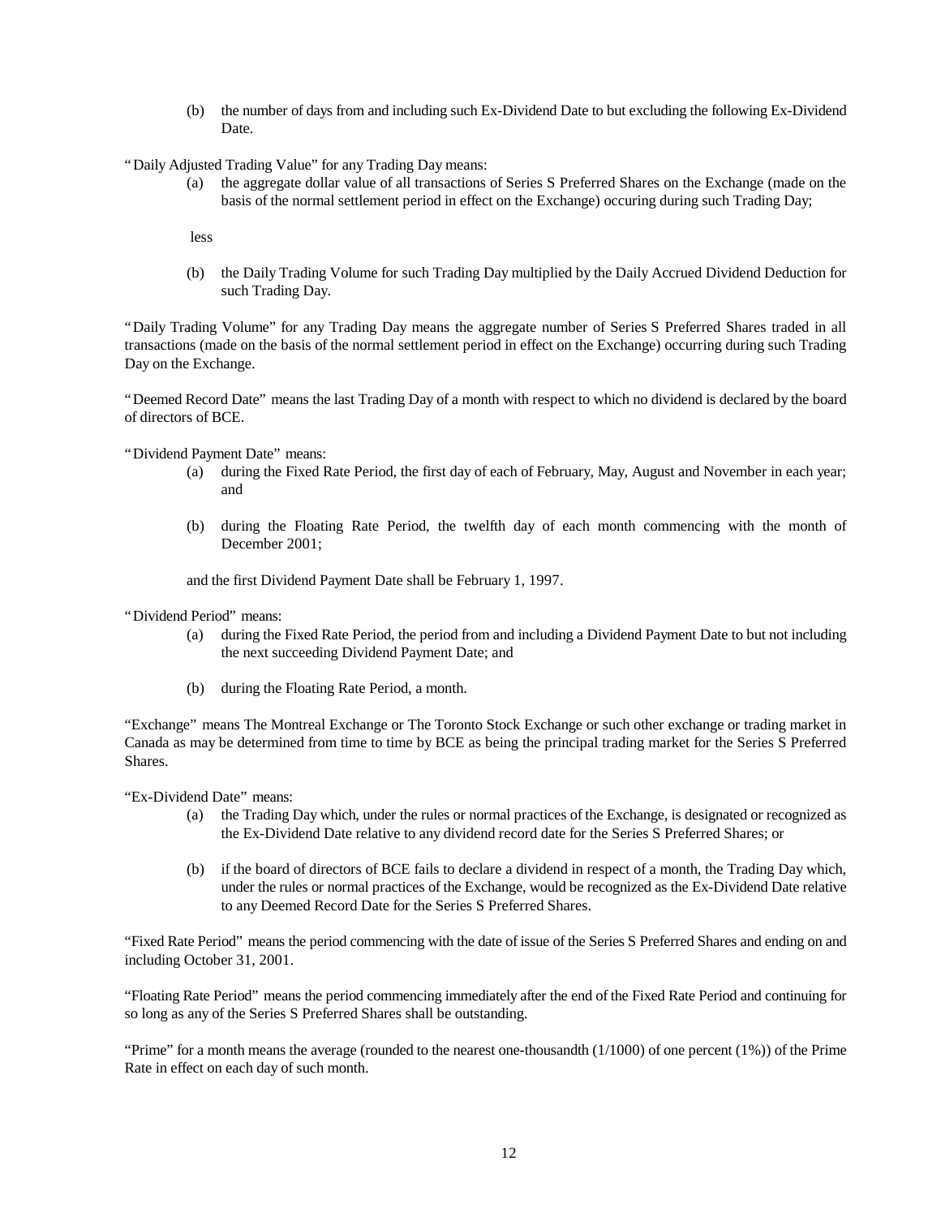(b) the number of days from and including such Ex-Dividend Date to but excluding the following Ex-Dividend Date.

"Daily Adjusted Trading Value" for any Trading Day means:

(a) the aggregate dollar value of all transactions of Series S Preferred Shares on the Exchange (made on the basis of the normal settlement period in effect on the Exchange) occuring during such Trading Day;

less

(b) the Daily Trading Volume for such Trading Day multiplied by the Daily Accrued Dividend Deduction for such Trading Day.

"Daily Trading Volume" for any Trading Day means the aggregate number of Series S Preferred Shares traded in all transactions (made on the basis of the normal settlement period in effect on the Exchange) occurring during such Trading Day on the Exchange.

"Deemed Record Date" means the last Trading Day of a month with respect to which no dividend is declared by the board of directors of BCE.

"Dividend Payment Date" means:

(a) during the Fixed Rate Period, the first day of each of February, May, August and November in each year; and

(b) during the Floating Rate Period, the twelfth day of each month commencing with the month of December 2001;

and the first Dividend Payment Date shall be February 1, 1997.

"Dividend Period" means:

(a) during the Fixed Rate Period, the period from and including a Dividend Payment Date to but not including the next succeeding Dividend Payment Date; and

(b) during the Floating Rate Period, a month.

"Exchange" means The Montreal Exchange or The Toronto Stock Exchange or such other exchange or trading market in Canada as may be determined from time to time by BCE as being the principal trading market for the Series S Preferred Shares.

"Ex-Dividend Date" means:

(a) the Trading Day which, under the rules or normal practices of the Exchange, is designated or recognized as the Ex-Dividend Date relative to any dividend record date for the Series S Preferred Shares; or

(b) if the board of directors of BCE fails to declare a dividend in respect of a month, the Trading Day which, under the rules or normal practices of the Exchange, would be recognized as the Ex-Dividend Date relative to any Deemed Record Date for the Series S Preferred Shares.

"Fixed Rate Period" means the period commencing with the date of issue of the Series S Preferred Shares and ending on and including October 31, 2001.

"Floating Rate Period" means the period commencing immediately after the end of the Fixed Rate Period and continuing for so long as any of the Series S Preferred Shares shall be outstanding.

"Prime" for a month means the average (rounded to the nearest one-thousandth (1/1000) of one percent (1%)) of the Prime Rate in effect on each day of such month.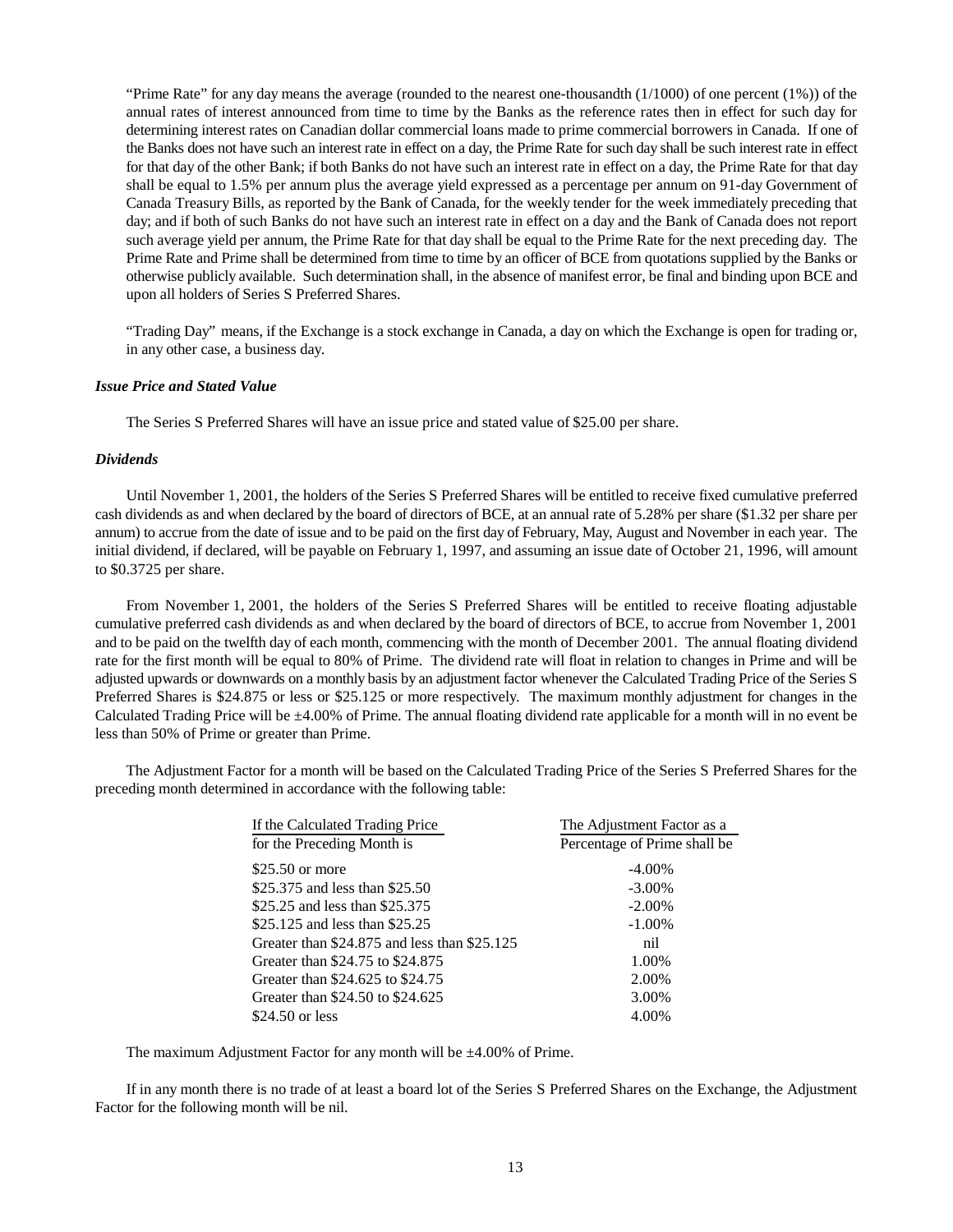"Prime Rate" for any day means the average (rounded to the nearest one-thousandth (1/1000) of one percent (1%)) of the annual rates of interest announced from time to time by the Banks as the reference rates then in effect for such day for determining interest rates on Canadian dollar commercial loans made to prime commercial borrowers in Canada. If one of the Banks does not have such an interest rate in effect on a day, the Prime Rate for such day shall be such interest rate in effect for that day of the other Bank; if both Banks do not have such an interest rate in effect on a day, the Prime Rate for that day shall be equal to 1.5% per annum plus the average yield expressed as a percentage per annum on 91-day Government of Canada Treasury Bills, as reported by the Bank of Canada, for the weekly tender for the week immediately preceding that day; and if both of such Banks do not have such an interest rate in effect on a day and the Bank of Canada does not report such average yield per annum, the Prime Rate for that day shall be equal to the Prime Rate for the next preceding day. The Prime Rate and Prime shall be determined from time to time by an officer of BCE from quotations supplied by the Banks or otherwise publicly available. Such determination shall, in the absence of manifest error, be final and binding upon BCE and upon all holders of Series S Preferred Shares.

"Trading Day" means, if the Exchange is a stock exchange in Canada, a day on which the Exchange is open for trading or, in any other case, a business day.

### *Issue Price and Stated Value*

The Series S Preferred Shares will have an issue price and stated value of $25.00 per share.

### *Dividends*

Until November 1, 2001, the holders of the Series S Preferred Shares will be entitled to receive fixed cumulative preferred cash dividends as and when declared by the board of directors of BCE, at an annual rate of 5.28% per share ($1.32 per share per annum) to accrue from the date of issue and to be paid on the first day of February, May, August and November in each year. The initial dividend, if declared, will be payable on February 1, 1997, and assuming an issue date of October 21, 1996, will amount to $0.3725 per share.

From November 1, 2001, the holders of the Series S Preferred Shares will be entitled to receive floating adjustable cumulative preferred cash dividends as and when declared by the board of directors of BCE, to accrue from November 1, 2001 and to be paid on the twelfth day of each month, commencing with the month of December 2001. The annual floating dividend rate for the first month will be equal to 80% of Prime. The dividend rate will float in relation to changes in Prime and will be adjusted upwards or downwards on a monthly basis by an adjustment factor whenever the Calculated Trading Price of the Series S Preferred Shares is $24.875 or less or $25.125 or more respectively. The maximum monthly adjustment for changes in the Calculated Trading Price will be ±4.00% of Prime. The annual floating dividend rate applicable for a month will in no event be less than 50% of Prime or greater than Prime.

The Adjustment Factor for a month will be based on the Calculated Trading Price of the Series S Preferred Shares for the preceding month determined in accordance with the following table:

| If the Calculated Trading Price for the Preceding Month is | The Adjustment Factor as a Percentage of Prime shall be |
|---|---|
| $25.50 or more | -4.00% |
| $25.375 and less than $25.50 | -3.00% |
| $25.25 and less than $25.375 | -2.00% |
| $25.125 and less than $25.25 | -1.00% |
| Greater than $24.875 and less than $25.125 | nil |
| Greater than $24.75 to $24.875 | 1.00% |
| Greater than $24.625 to $24.75 | 2.00% |
| Greater than $24.50 to $24.625 | 3.00% |
| $24.50 or less | 4.00% |

The maximum Adjustment Factor for any month will be ±4.00% of Prime.

If in any month there is no trade of at least a board lot of the Series S Preferred Shares on the Exchange, the Adjustment Factor for the following month will be nil.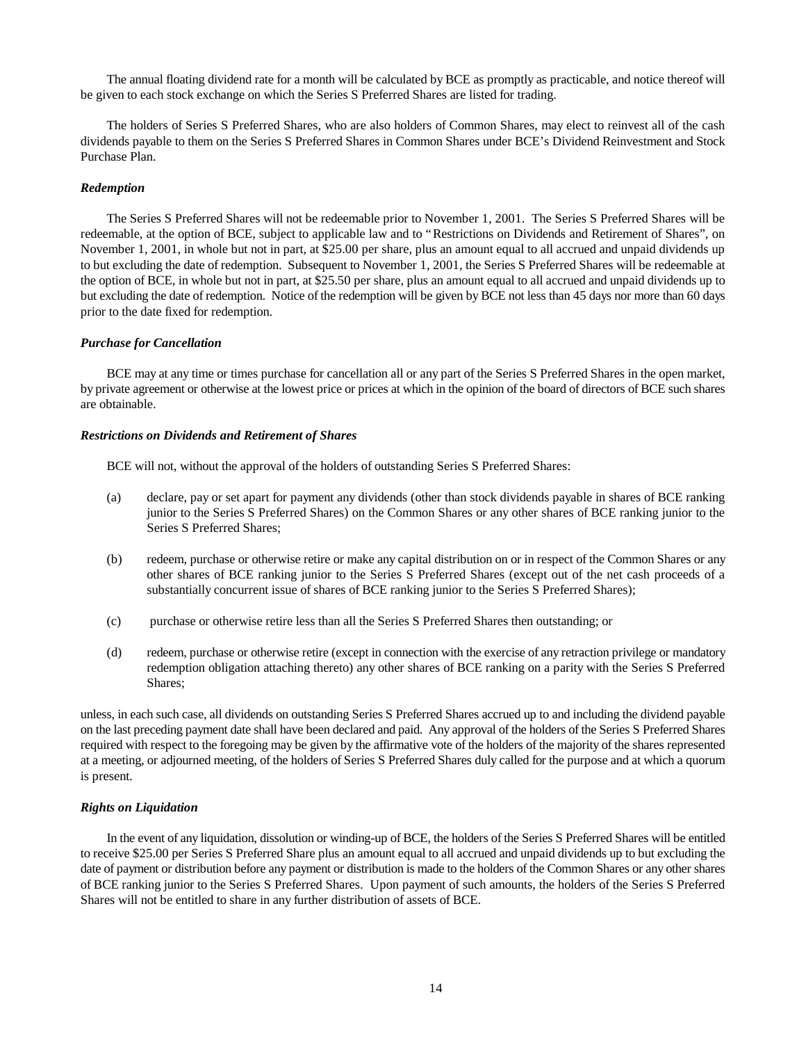The annual floating dividend rate for a month will be calculated by BCE as promptly as practicable, and notice thereof will be given to each stock exchange on which the Series S Preferred Shares are listed for trading.

The holders of Series S Preferred Shares, who are also holders of Common Shares, may elect to reinvest all of the cash dividends payable to them on the Series S Preferred Shares in Common Shares under BCE's Dividend Reinvestment and Stock Purchase Plan.

***Redemption***

The Series S Preferred Shares will not be redeemable prior to November 1, 2001. The Series S Preferred Shares will be redeemable, at the option of BCE, subject to applicable law and to "Restrictions on Dividends and Retirement of Shares", on November 1, 2001, in whole but not in part, at $25.00 per share, plus an amount equal to all accrued and unpaid dividends up to but excluding the date of redemption. Subsequent to November 1, 2001, the Series S Preferred Shares will be redeemable at the option of BCE, in whole but not in part, at $25.50 per share, plus an amount equal to all accrued and unpaid dividends up to but excluding the date of redemption. Notice of the redemption will be given by BCE not less than 45 days nor more than 60 days prior to the date fixed for redemption.

***Purchase for Cancellation***

BCE may at any time or times purchase for cancellation all or any part of the Series S Preferred Shares in the open market, by private agreement or otherwise at the lowest price or prices at which in the opinion of the board of directors of BCE such shares are obtainable.

***Restrictions on Dividends and Retirement of Shares***

BCE will not, without the approval of the holders of outstanding Series S Preferred Shares:

(a) declare, pay or set apart for payment any dividends (other than stock dividends payable in shares of BCE ranking junior to the Series S Preferred Shares) on the Common Shares or any other shares of BCE ranking junior to the Series S Preferred Shares;

(b) redeem, purchase or otherwise retire or make any capital distribution on or in respect of the Common Shares or any other shares of BCE ranking junior to the Series S Preferred Shares (except out of the net cash proceeds of a substantially concurrent issue of shares of BCE ranking junior to the Series S Preferred Shares);

(c) purchase or otherwise retire less than all the Series S Preferred Shares then outstanding; or

(d) redeem, purchase or otherwise retire (except in connection with the exercise of any retraction privilege or mandatory redemption obligation attaching thereto) any other shares of BCE ranking on a parity with the Series S Preferred Shares;

unless, in each such case, all dividends on outstanding Series S Preferred Shares accrued up to and including the dividend payable on the last preceding payment date shall have been declared and paid. Any approval of the holders of the Series S Preferred Shares required with respect to the foregoing may be given by the affirmative vote of the holders of the majority of the shares represented at a meeting, or adjourned meeting, of the holders of Series S Preferred Shares duly called for the purpose and at which a quorum is present.

***Rights on Liquidation***

In the event of any liquidation, dissolution or winding-up of BCE, the holders of the Series S Preferred Shares will be entitled to receive $25.00 per Series S Preferred Share plus an amount equal to all accrued and unpaid dividends up to but excluding the date of payment or distribution before any payment or distribution is made to the holders of the Common Shares or any other shares of BCE ranking junior to the Series S Preferred Shares. Upon payment of such amounts, the holders of the Series S Preferred Shares will not be entitled to share in any further distribution of assets of BCE.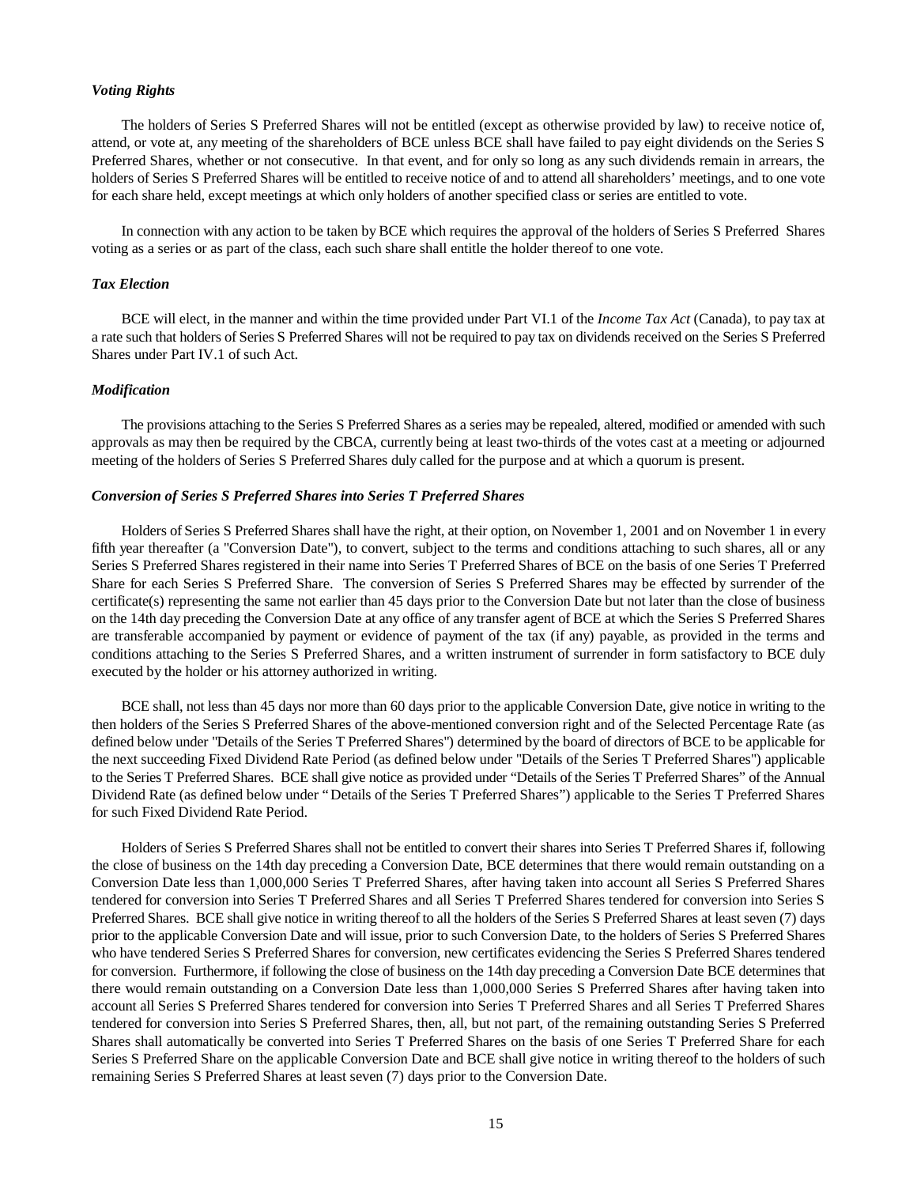### *Voting Rights*

The holders of Series S Preferred Shares will not be entitled (except as otherwise provided by law) to receive notice of, attend, or vote at, any meeting of the shareholders of BCE unless BCE shall have failed to pay eight dividends on the Series S Preferred Shares, whether or not consecutive. In that event, and for only so long as any such dividends remain in arrears, the holders of Series S Preferred Shares will be entitled to receive notice of and to attend all shareholders' meetings, and to one vote for each share held, except meetings at which only holders of another specified class or series are entitled to vote.

In connection with any action to be taken by BCE which requires the approval of the holders of Series S Preferred Shares voting as a series or as part of the class, each such share shall entitle the holder thereof to one vote.

### *Tax Election*

BCE will elect, in the manner and within the time provided under Part VI.1 of the *Income Tax Act* (Canada), to pay tax at a rate such that holders of Series S Preferred Shares will not be required to pay tax on dividends received on the Series S Preferred Shares under Part IV.1 of such Act.

### *Modification*

The provisions attaching to the Series S Preferred Shares as a series may be repealed, altered, modified or amended with such approvals as may then be required by the CBCA, currently being at least two-thirds of the votes cast at a meeting or adjourned meeting of the holders of Series S Preferred Shares duly called for the purpose and at which a quorum is present.

### *Conversion of Series S Preferred Shares into Series T Preferred Shares*

Holders of Series S Preferred Shares shall have the right, at their option, on November 1, 2001 and on November 1 in every fifth year thereafter (a "Conversion Date"), to convert, subject to the terms and conditions attaching to such shares, all or any Series S Preferred Shares registered in their name into Series T Preferred Shares of BCE on the basis of one Series T Preferred Share for each Series S Preferred Share. The conversion of Series S Preferred Shares may be effected by surrender of the certificate(s) representing the same not earlier than 45 days prior to the Conversion Date but not later than the close of business on the 14th day preceding the Conversion Date at any office of any transfer agent of BCE at which the Series S Preferred Shares are transferable accompanied by payment or evidence of payment of the tax (if any) payable, as provided in the terms and conditions attaching to the Series S Preferred Shares, and a written instrument of surrender in form satisfactory to BCE duly executed by the holder or his attorney authorized in writing.

BCE shall, not less than 45 days nor more than 60 days prior to the applicable Conversion Date, give notice in writing to the then holders of the Series S Preferred Shares of the above-mentioned conversion right and of the Selected Percentage Rate (as defined below under "Details of the Series T Preferred Shares") determined by the board of directors of BCE to be applicable for the next succeeding Fixed Dividend Rate Period (as defined below under "Details of the Series T Preferred Shares") applicable to the Series T Preferred Shares. BCE shall give notice as provided under "Details of the Series T Preferred Shares" of the Annual Dividend Rate (as defined below under "Details of the Series T Preferred Shares") applicable to the Series T Preferred Shares for such Fixed Dividend Rate Period.

Holders of Series S Preferred Shares shall not be entitled to convert their shares into Series T Preferred Shares if, following the close of business on the 14th day preceding a Conversion Date, BCE determines that there would remain outstanding on a Conversion Date less than 1,000,000 Series T Preferred Shares, after having taken into account all Series S Preferred Shares tendered for conversion into Series T Preferred Shares and all Series T Preferred Shares tendered for conversion into Series S Preferred Shares. BCE shall give notice in writing thereof to all the holders of the Series S Preferred Shares at least seven (7) days prior to the applicable Conversion Date and will issue, prior to such Conversion Date, to the holders of Series S Preferred Shares who have tendered Series S Preferred Shares for conversion, new certificates evidencing the Series S Preferred Shares tendered for conversion. Furthermore, if following the close of business on the 14th day preceding a Conversion Date BCE determines that there would remain outstanding on a Conversion Date less than 1,000,000 Series S Preferred Shares after having taken into account all Series S Preferred Shares tendered for conversion into Series T Preferred Shares and all Series T Preferred Shares tendered for conversion into Series S Preferred Shares, then, all, but not part, of the remaining outstanding Series S Preferred Shares shall automatically be converted into Series T Preferred Shares on the basis of one Series T Preferred Share for each Series S Preferred Share on the applicable Conversion Date and BCE shall give notice in writing thereof to the holders of such remaining Series S Preferred Shares at least seven (7) days prior to the Conversion Date.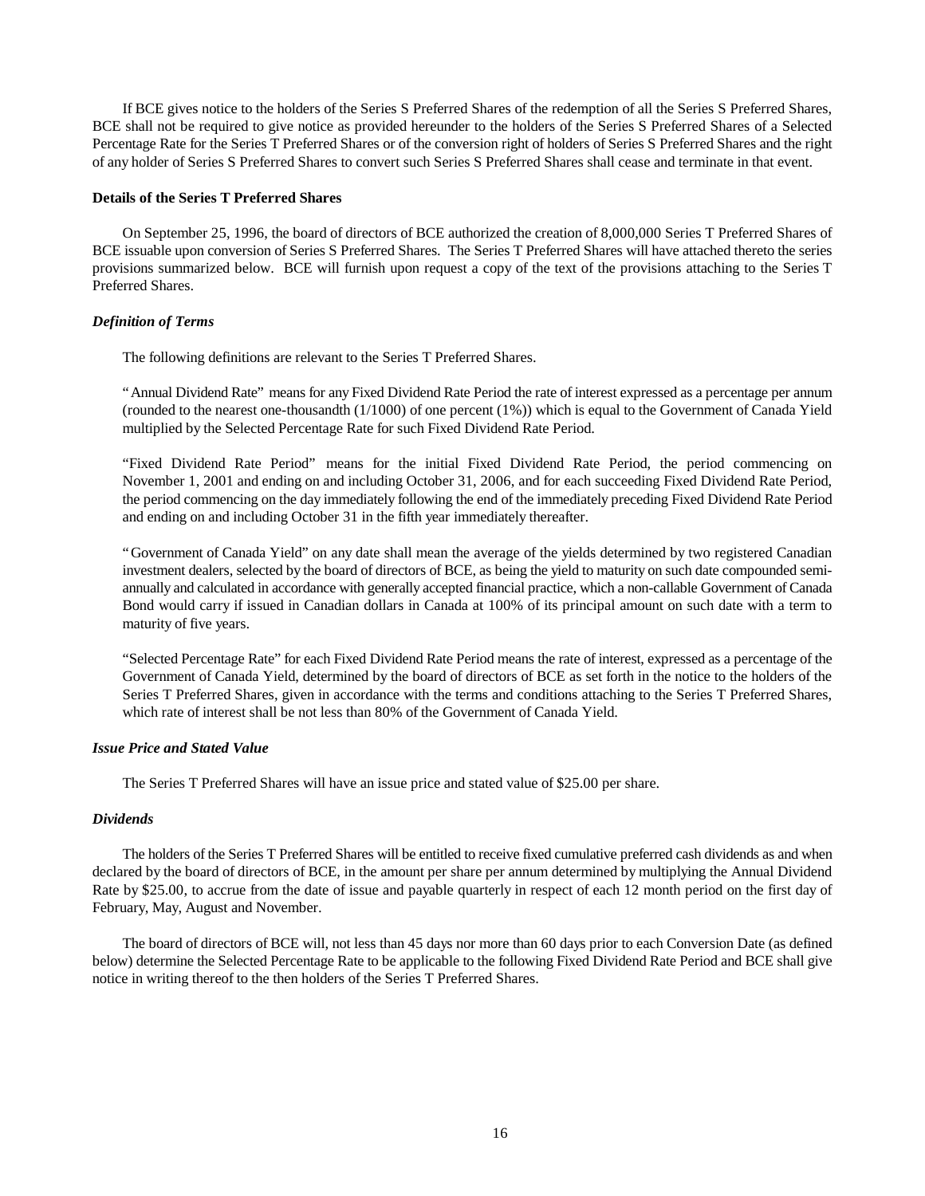If BCE gives notice to the holders of the Series S Preferred Shares of the redemption of all the Series S Preferred Shares, BCE shall not be required to give notice as provided hereunder to the holders of the Series S Preferred Shares of a Selected Percentage Rate for the Series T Preferred Shares or of the conversion right of holders of Series S Preferred Shares and the right of any holder of Series S Preferred Shares to convert such Series S Preferred Shares shall cease and terminate in that event.

**Details of the Series T Preferred Shares**

On September 25, 1996, the board of directors of BCE authorized the creation of 8,000,000 Series T Preferred Shares of BCE issuable upon conversion of Series S Preferred Shares. The Series T Preferred Shares will have attached thereto the series provisions summarized below. BCE will furnish upon request a copy of the text of the provisions attaching to the Series T Preferred Shares.

***Definition of Terms***

The following definitions are relevant to the Series T Preferred Shares.

"Annual Dividend Rate" means for any Fixed Dividend Rate Period the rate of interest expressed as a percentage per annum (rounded to the nearest one-thousandth (1/1000) of one percent (1%)) which is equal to the Government of Canada Yield multiplied by the Selected Percentage Rate for such Fixed Dividend Rate Period.

"Fixed Dividend Rate Period" means for the initial Fixed Dividend Rate Period, the period commencing on November 1, 2001 and ending on and including October 31, 2006, and for each succeeding Fixed Dividend Rate Period, the period commencing on the day immediately following the end of the immediately preceding Fixed Dividend Rate Period and ending on and including October 31 in the fifth year immediately thereafter.

"Government of Canada Yield" on any date shall mean the average of the yields determined by two registered Canadian investment dealers, selected by the board of directors of BCE, as being the yield to maturity on such date compounded semi-annually and calculated in accordance with generally accepted financial practice, which a non-callable Government of Canada Bond would carry if issued in Canadian dollars in Canada at 100% of its principal amount on such date with a term to maturity of five years.

"Selected Percentage Rate" for each Fixed Dividend Rate Period means the rate of interest, expressed as a percentage of the Government of Canada Yield, determined by the board of directors of BCE as set forth in the notice to the holders of the Series T Preferred Shares, given in accordance with the terms and conditions attaching to the Series T Preferred Shares, which rate of interest shall be not less than 80% of the Government of Canada Yield.

***Issue Price and Stated Value***

The Series T Preferred Shares will have an issue price and stated value of $25.00 per share.

***Dividends***

The holders of the Series T Preferred Shares will be entitled to receive fixed cumulative preferred cash dividends as and when declared by the board of directors of BCE, in the amount per share per annum determined by multiplying the Annual Dividend Rate by $25.00, to accrue from the date of issue and payable quarterly in respect of each 12 month period on the first day of February, May, August and November.

The board of directors of BCE will, not less than 45 days nor more than 60 days prior to each Conversion Date (as defined below) determine the Selected Percentage Rate to be applicable to the following Fixed Dividend Rate Period and BCE shall give notice in writing thereof to the then holders of the Series T Preferred Shares.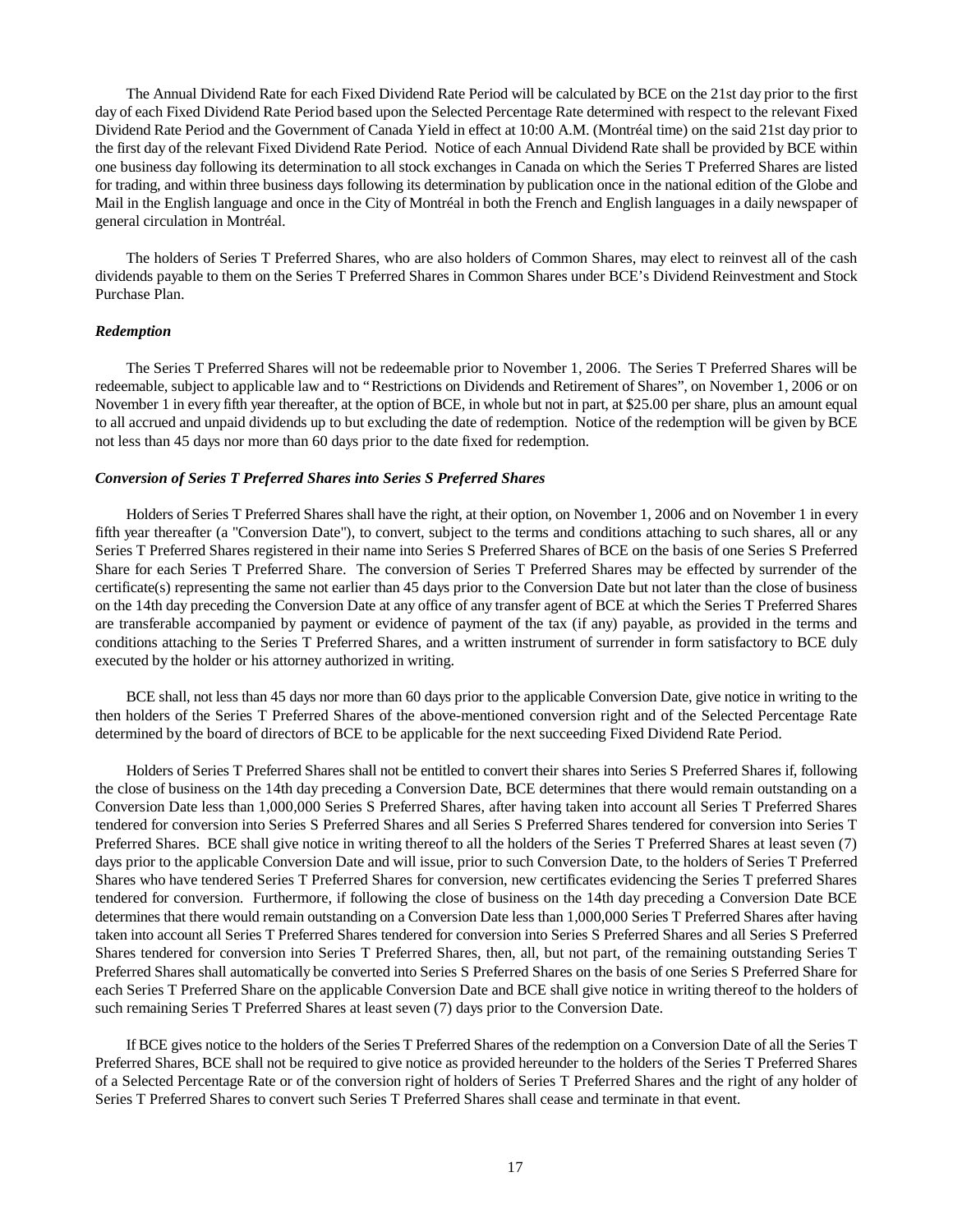The Annual Dividend Rate for each Fixed Dividend Rate Period will be calculated by BCE on the 21st day prior to the first day of each Fixed Dividend Rate Period based upon the Selected Percentage Rate determined with respect to the relevant Fixed Dividend Rate Period and the Government of Canada Yield in effect at 10:00 A.M. (Montréal time) on the said 21st day prior to the first day of the relevant Fixed Dividend Rate Period. Notice of each Annual Dividend Rate shall be provided by BCE within one business day following its determination to all stock exchanges in Canada on which the Series T Preferred Shares are listed for trading, and within three business days following its determination by publication once in the national edition of the Globe and Mail in the English language and once in the City of Montréal in both the French and English languages in a daily newspaper of general circulation in Montréal.

The holders of Series T Preferred Shares, who are also holders of Common Shares, may elect to reinvest all of the cash dividends payable to them on the Series T Preferred Shares in Common Shares under BCE's Dividend Reinvestment and Stock Purchase Plan.

### *Redemption*

The Series T Preferred Shares will not be redeemable prior to November 1, 2006. The Series T Preferred Shares will be redeemable, subject to applicable law and to "Restrictions on Dividends and Retirement of Shares", on November 1, 2006 or on November 1 in every fifth year thereafter, at the option of BCE, in whole but not in part, at $25.00 per share, plus an amount equal to all accrued and unpaid dividends up to but excluding the date of redemption. Notice of the redemption will be given by BCE not less than 45 days nor more than 60 days prior to the date fixed for redemption.

### *Conversion of Series T Preferred Shares into Series S Preferred Shares*

Holders of Series T Preferred Shares shall have the right, at their option, on November 1, 2006 and on November 1 in every fifth year thereafter (a "Conversion Date"), to convert, subject to the terms and conditions attaching to such shares, all or any Series T Preferred Shares registered in their name into Series S Preferred Shares of BCE on the basis of one Series S Preferred Share for each Series T Preferred Share. The conversion of Series T Preferred Shares may be effected by surrender of the certificate(s) representing the same not earlier than 45 days prior to the Conversion Date but not later than the close of business on the 14th day preceding the Conversion Date at any office of any transfer agent of BCE at which the Series T Preferred Shares are transferable accompanied by payment or evidence of payment of the tax (if any) payable, as provided in the terms and conditions attaching to the Series T Preferred Shares, and a written instrument of surrender in form satisfactory to BCE duly executed by the holder or his attorney authorized in writing.

BCE shall, not less than 45 days nor more than 60 days prior to the applicable Conversion Date, give notice in writing to the then holders of the Series T Preferred Shares of the above-mentioned conversion right and of the Selected Percentage Rate determined by the board of directors of BCE to be applicable for the next succeeding Fixed Dividend Rate Period.

Holders of Series T Preferred Shares shall not be entitled to convert their shares into Series S Preferred Shares if, following the close of business on the 14th day preceding a Conversion Date, BCE determines that there would remain outstanding on a Conversion Date less than 1,000,000 Series S Preferred Shares, after having taken into account all Series T Preferred Shares tendered for conversion into Series S Preferred Shares and all Series S Preferred Shares tendered for conversion into Series T Preferred Shares. BCE shall give notice in writing thereof to all the holders of the Series T Preferred Shares at least seven (7) days prior to the applicable Conversion Date and will issue, prior to such Conversion Date, to the holders of Series T Preferred Shares who have tendered Series T Preferred Shares for conversion, new certificates evidencing the Series T preferred Shares tendered for conversion. Furthermore, if following the close of business on the 14th day preceding a Conversion Date BCE determines that there would remain outstanding on a Conversion Date less than 1,000,000 Series T Preferred Shares after having taken into account all Series T Preferred Shares tendered for conversion into Series S Preferred Shares and all Series S Preferred Shares tendered for conversion into Series T Preferred Shares, then, all, but not part, of the remaining outstanding Series T Preferred Shares shall automatically be converted into Series S Preferred Shares on the basis of one Series S Preferred Share for each Series T Preferred Share on the applicable Conversion Date and BCE shall give notice in writing thereof to the holders of such remaining Series T Preferred Shares at least seven (7) days prior to the Conversion Date.

If BCE gives notice to the holders of the Series T Preferred Shares of the redemption on a Conversion Date of all the Series T Preferred Shares, BCE shall not be required to give notice as provided hereunder to the holders of the Series T Preferred Shares of a Selected Percentage Rate or of the conversion right of holders of Series T Preferred Shares and the right of any holder of Series T Preferred Shares to convert such Series T Preferred Shares shall cease and terminate in that event.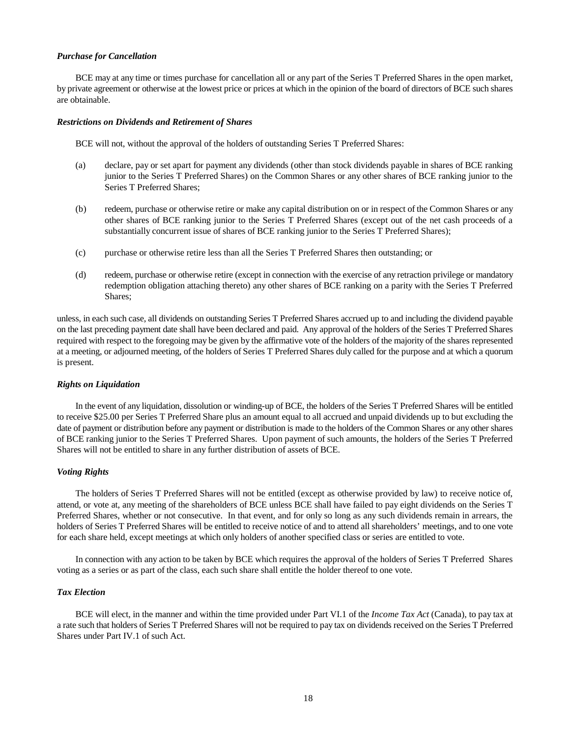***Purchase for Cancellation***

BCE may at any time or times purchase for cancellation all or any part of the Series T Preferred Shares in the open market, by private agreement or otherwise at the lowest price or prices at which in the opinion of the board of directors of BCE such shares are obtainable.

***Restrictions on Dividends and Retirement of Shares***

BCE will not, without the approval of the holders of outstanding Series T Preferred Shares:

(a) declare, pay or set apart for payment any dividends (other than stock dividends payable in shares of BCE ranking junior to the Series T Preferred Shares) on the Common Shares or any other shares of BCE ranking junior to the Series T Preferred Shares;

(b) redeem, purchase or otherwise retire or make any capital distribution on or in respect of the Common Shares or any other shares of BCE ranking junior to the Series T Preferred Shares (except out of the net cash proceeds of a substantially concurrent issue of shares of BCE ranking junior to the Series T Preferred Shares);

(c) purchase or otherwise retire less than all the Series T Preferred Shares then outstanding; or

(d) redeem, purchase or otherwise retire (except in connection with the exercise of any retraction privilege or mandatory redemption obligation attaching thereto) any other shares of BCE ranking on a parity with the Series T Preferred Shares;

unless, in each such case, all dividends on outstanding Series T Preferred Shares accrued up to and including the dividend payable on the last preceding payment date shall have been declared and paid. Any approval of the holders of the Series T Preferred Shares required with respect to the foregoing may be given by the affirmative vote of the holders of the majority of the shares represented at a meeting, or adjourned meeting, of the holders of Series T Preferred Shares duly called for the purpose and at which a quorum is present.

***Rights on Liquidation***

In the event of any liquidation, dissolution or winding-up of BCE, the holders of the Series T Preferred Shares will be entitled to receive $25.00 per Series T Preferred Share plus an amount equal to all accrued and unpaid dividends up to but excluding the date of payment or distribution before any payment or distribution is made to the holders of the Common Shares or any other shares of BCE ranking junior to the Series T Preferred Shares. Upon payment of such amounts, the holders of the Series T Preferred Shares will not be entitled to share in any further distribution of assets of BCE.

***Voting Rights***

The holders of Series T Preferred Shares will not be entitled (except as otherwise provided by law) to receive notice of, attend, or vote at, any meeting of the shareholders of BCE unless BCE shall have failed to pay eight dividends on the Series T Preferred Shares, whether or not consecutive. In that event, and for only so long as any such dividends remain in arrears, the holders of Series T Preferred Shares will be entitled to receive notice of and to attend all shareholders' meetings, and to one vote for each share held, except meetings at which only holders of another specified class or series are entitled to vote.

In connection with any action to be taken by BCE which requires the approval of the holders of Series T Preferred Shares voting as a series or as part of the class, each such share shall entitle the holder thereof to one vote.

***Tax Election***

BCE will elect, in the manner and within the time provided under Part VI.1 of the *Income Tax Act* (Canada), to pay tax at a rate such that holders of Series T Preferred Shares will not be required to pay tax on dividends received on the Series T Preferred Shares under Part IV.1 of such Act.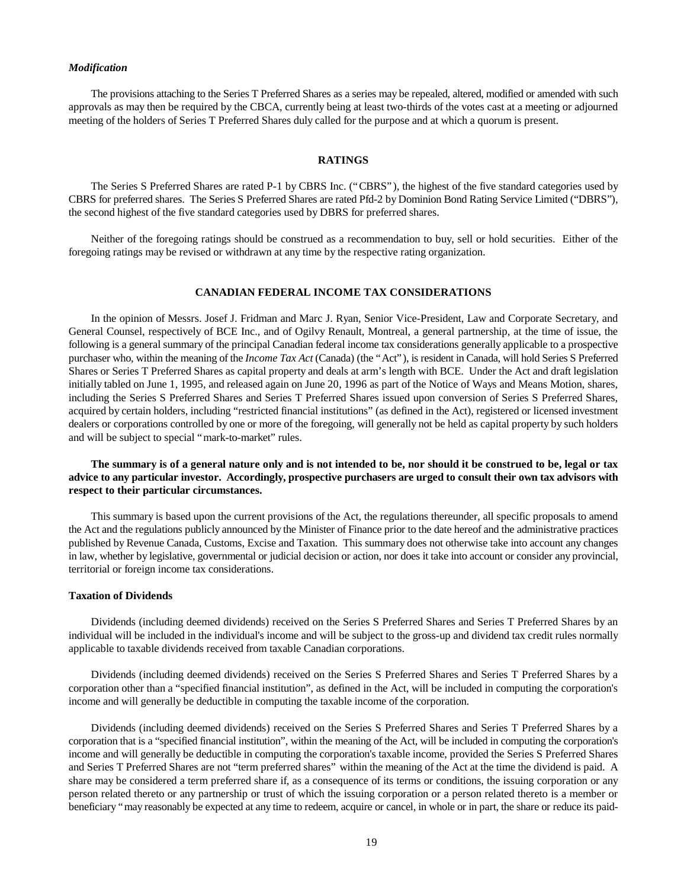*Modification*

The provisions attaching to the Series T Preferred Shares as a series may be repealed, altered, modified or amended with such approvals as may then be required by the CBCA, currently being at least two-thirds of the votes cast at a meeting or adjourned meeting of the holders of Series T Preferred Shares duly called for the purpose and at which a quorum is present.

## RATINGS

The Series S Preferred Shares are rated P-1 by CBRS Inc. ("CBRS"), the highest of the five standard categories used by CBRS for preferred shares. The Series S Preferred Shares are rated Pfd-2 by Dominion Bond Rating Service Limited ("DBRS"), the second highest of the five standard categories used by DBRS for preferred shares.

Neither of the foregoing ratings should be construed as a recommendation to buy, sell or hold securities. Either of the foregoing ratings may be revised or withdrawn at any time by the respective rating organization.

## CANADIAN FEDERAL INCOME TAX CONSIDERATIONS

In the opinion of Messrs. Josef J. Fridman and Marc J. Ryan, Senior Vice-President, Law and Corporate Secretary, and General Counsel, respectively of BCE Inc., and of Ogilvy Renault, Montreal, a general partnership, at the time of issue, the following is a general summary of the principal Canadian federal income tax considerations generally applicable to a prospective purchaser who, within the meaning of the *Income Tax Act* (Canada) (the "Act"), is resident in Canada, will hold Series S Preferred Shares or Series T Preferred Shares as capital property and deals at arm's length with BCE. Under the Act and draft legislation initially tabled on June 1, 1995, and released again on June 20, 1996 as part of the Notice of Ways and Means Motion, shares, including the Series S Preferred Shares and Series T Preferred Shares issued upon conversion of Series S Preferred Shares, acquired by certain holders, including "restricted financial institutions" (as defined in the Act), registered or licensed investment dealers or corporations controlled by one or more of the foregoing, will generally not be held as capital property by such holders and will be subject to special "mark-to-market" rules.

**The summary is of a general nature only and is not intended to be, nor should it be construed to be, legal or tax advice to any particular investor. Accordingly, prospective purchasers are urged to consult their own tax advisors with respect to their particular circumstances.**

This summary is based upon the current provisions of the Act, the regulations thereunder, all specific proposals to amend the Act and the regulations publicly announced by the Minister of Finance prior to the date hereof and the administrative practices published by Revenue Canada, Customs, Excise and Taxation. This summary does not otherwise take into account any changes in law, whether by legislative, governmental or judicial decision or action, nor does it take into account or consider any provincial, territorial or foreign income tax considerations.

### Taxation of Dividends

Dividends (including deemed dividends) received on the Series S Preferred Shares and Series T Preferred Shares by an individual will be included in the individual's income and will be subject to the gross-up and dividend tax credit rules normally applicable to taxable dividends received from taxable Canadian corporations.

Dividends (including deemed dividends) received on the Series S Preferred Shares and Series T Preferred Shares by a corporation other than a "specified financial institution", as defined in the Act, will be included in computing the corporation's income and will generally be deductible in computing the taxable income of the corporation.

Dividends (including deemed dividends) received on the Series S Preferred Shares and Series T Preferred Shares by a corporation that is a "specified financial institution", within the meaning of the Act, will be included in computing the corporation's income and will generally be deductible in computing the corporation's taxable income, provided the Series S Preferred Shares and Series T Preferred Shares are not "term preferred shares" within the meaning of the Act at the time the dividend is paid. A share may be considered a term preferred share if, as a consequence of its terms or conditions, the issuing corporation or any person related thereto or any partnership or trust of which the issuing corporation or a person related thereto is a member or beneficiary "may reasonably be expected at any time to redeem, acquire or cancel, in whole or in part, the share or reduce its paid-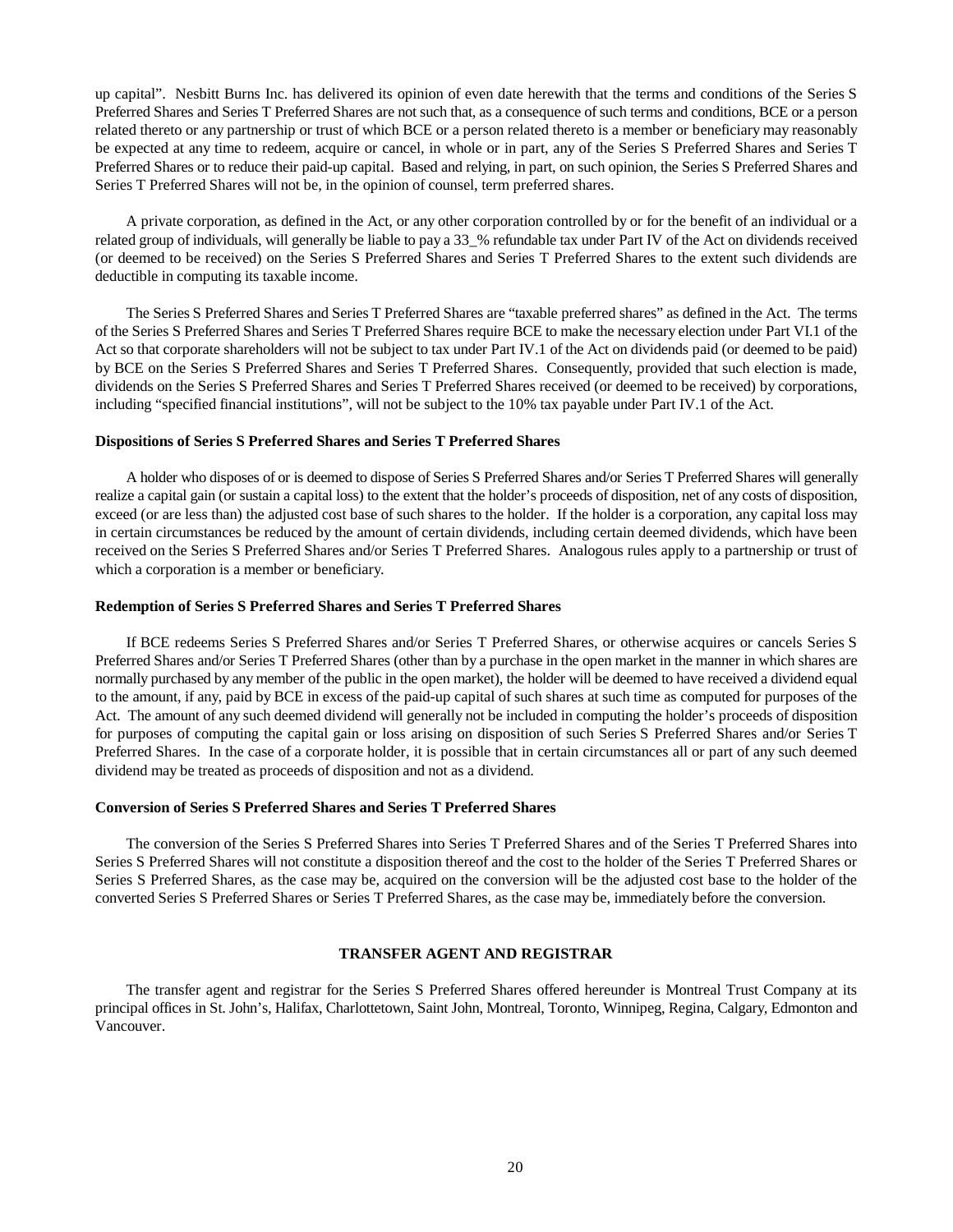up capital". Nesbitt Burns Inc. has delivered its opinion of even date herewith that the terms and conditions of the Series S Preferred Shares and Series T Preferred Shares are not such that, as a consequence of such terms and conditions, BCE or a person related thereto or any partnership or trust of which BCE or a person related thereto is a member or beneficiary may reasonably be expected at any time to redeem, acquire or cancel, in whole or in part, any of the Series S Preferred Shares and Series T Preferred Shares or to reduce their paid-up capital. Based and relying, in part, on such opinion, the Series S Preferred Shares and Series T Preferred Shares will not be, in the opinion of counsel, term preferred shares.

A private corporation, as defined in the Act, or any other corporation controlled by or for the benefit of an individual or a related group of individuals, will generally be liable to pay a 33_% refundable tax under Part IV of the Act on dividends received (or deemed to be received) on the Series S Preferred Shares and Series T Preferred Shares to the extent such dividends are deductible in computing its taxable income.

The Series S Preferred Shares and Series T Preferred Shares are "taxable preferred shares" as defined in the Act. The terms of the Series S Preferred Shares and Series T Preferred Shares require BCE to make the necessary election under Part VI.1 of the Act so that corporate shareholders will not be subject to tax under Part IV.1 of the Act on dividends paid (or deemed to be paid) by BCE on the Series S Preferred Shares and Series T Preferred Shares. Consequently, provided that such election is made, dividends on the Series S Preferred Shares and Series T Preferred Shares received (or deemed to be received) by corporations, including "specified financial institutions", will not be subject to the 10% tax payable under Part IV.1 of the Act.

**Dispositions of Series S Preferred Shares and Series T Preferred Shares**

A holder who disposes of or is deemed to dispose of Series S Preferred Shares and/or Series T Preferred Shares will generally realize a capital gain (or sustain a capital loss) to the extent that the holder's proceeds of disposition, net of any costs of disposition, exceed (or are less than) the adjusted cost base of such shares to the holder. If the holder is a corporation, any capital loss may in certain circumstances be reduced by the amount of certain dividends, including certain deemed dividends, which have been received on the Series S Preferred Shares and/or Series T Preferred Shares. Analogous rules apply to a partnership or trust of which a corporation is a member or beneficiary.

**Redemption of Series S Preferred Shares and Series T Preferred Shares**

If BCE redeems Series S Preferred Shares and/or Series T Preferred Shares, or otherwise acquires or cancels Series S Preferred Shares and/or Series T Preferred Shares (other than by a purchase in the open market in the manner in which shares are normally purchased by any member of the public in the open market), the holder will be deemed to have received a dividend equal to the amount, if any, paid by BCE in excess of the paid-up capital of such shares at such time as computed for purposes of the Act. The amount of any such deemed dividend will generally not be included in computing the holder's proceeds of disposition for purposes of computing the capital gain or loss arising on disposition of such Series S Preferred Shares and/or Series T Preferred Shares. In the case of a corporate holder, it is possible that in certain circumstances all or part of any such deemed dividend may be treated as proceeds of disposition and not as a dividend.

**Conversion of Series S Preferred Shares and Series T Preferred Shares**

The conversion of the Series S Preferred Shares into Series T Preferred Shares and of the Series T Preferred Shares into Series S Preferred Shares will not constitute a disposition thereof and the cost to the holder of the Series T Preferred Shares or Series S Preferred Shares, as the case may be, acquired on the conversion will be the adjusted cost base to the holder of the converted Series S Preferred Shares or Series T Preferred Shares, as the case may be, immediately before the conversion.

## TRANSFER AGENT AND REGISTRAR

The transfer agent and registrar for the Series S Preferred Shares offered hereunder is Montreal Trust Company at its principal offices in St. John's, Halifax, Charlottetown, Saint John, Montreal, Toronto, Winnipeg, Regina, Calgary, Edmonton and Vancouver.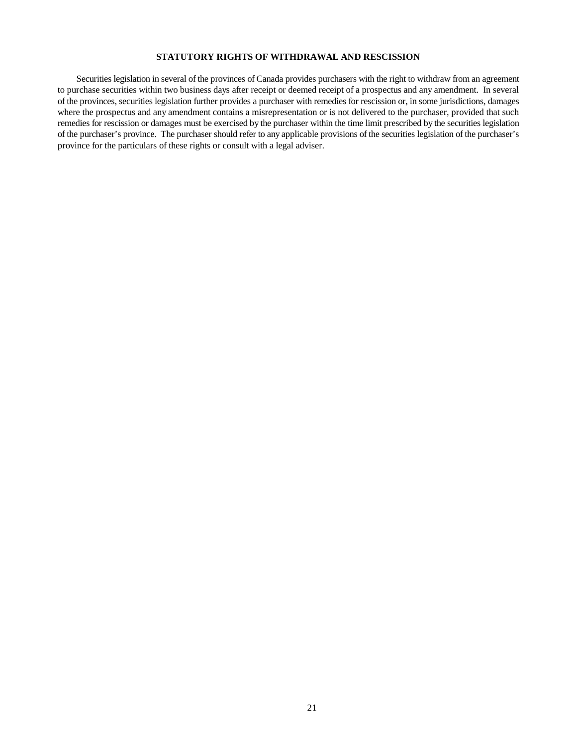## STATUTORY RIGHTS OF WITHDRAWAL AND RESCISSION

Securities legislation in several of the provinces of Canada provides purchasers with the right to withdraw from an agreement to purchase securities within two business days after receipt or deemed receipt of a prospectus and any amendment. In several of the provinces, securities legislation further provides a purchaser with remedies for rescission or, in some jurisdictions, damages where the prospectus and any amendment contains a misrepresentation or is not delivered to the purchaser, provided that such remedies for rescission or damages must be exercised by the purchaser within the time limit prescribed by the securities legislation of the purchaser's province. The purchaser should refer to any applicable provisions of the securities legislation of the purchaser's province for the particulars of these rights or consult with a legal adviser.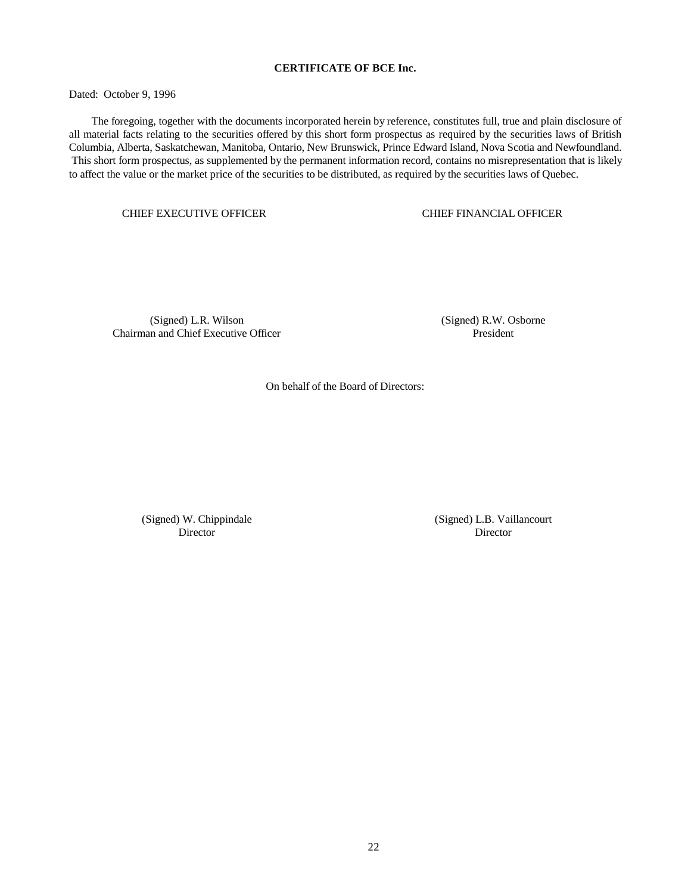**CERTIFICATE OF BCE Inc.**

Dated: October 9, 1996

The foregoing, together with the documents incorporated herein by reference, constitutes full, true and plain disclosure of all material facts relating to the securities offered by this short form prospectus as required by the securities laws of British Columbia, Alberta, Saskatchewan, Manitoba, Ontario, New Brunswick, Prince Edward Island, Nova Scotia and Newfoundland. This short form prospectus, as supplemented by the permanent information record, contains no misrepresentation that is likely to affect the value or the market price of the securities to be distributed, as required by the securities laws of Quebec.

| CHIEF EXECUTIVE OFFICER | CHIEF FINANCIAL OFFICER |
|---|---|
| (Signed) L.R. Wilson<br>Chairman and Chief Executive Officer | (Signed) R.W. Osborne<br>President |

On behalf of the Board of Directors:

| | |
|---|---|
| (Signed) W. Chippindale<br>Director | (Signed) L.B. Vaillancourt<br>Director |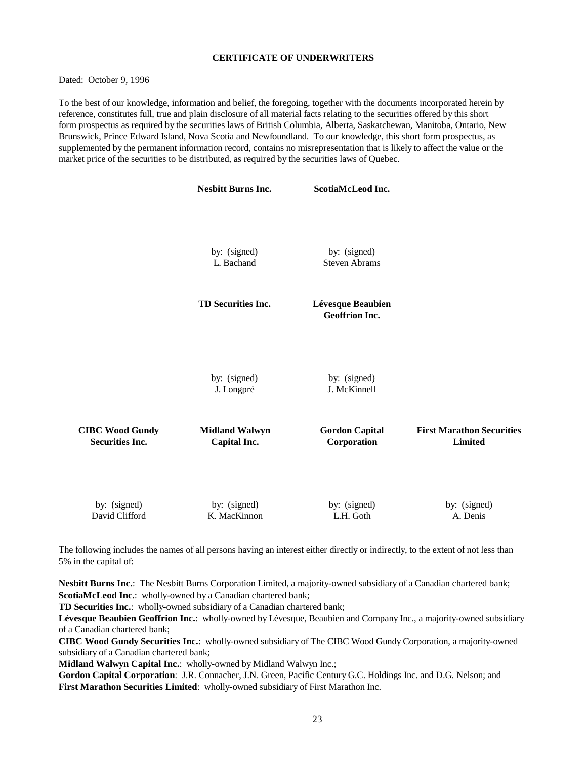## CERTIFICATE OF UNDERWRITERS

Dated: October 9, 1996

To the best of our knowledge, information and belief, the foregoing, together with the documents incorporated herein by reference, constitutes full, true and plain disclosure of all material facts relating to the securities offered by this short form prospectus as required by the securities laws of British Columbia, Alberta, Saskatchewan, Manitoba, Ontario, New Brunswick, Prince Edward Island, Nova Scotia and Newfoundland. To our knowledge, this short form prospectus, as supplemented by the permanent information record, contains no misrepresentation that is likely to affect the value or the market price of the securities to be distributed, as required by the securities laws of Quebec.

**Nesbitt Burns Inc.**

by: (signed)
L. Bachand

**ScotiaMcLeod Inc.**

by: (signed)
Steven Abrams

**TD Securities Inc.**

by: (signed)
J. Longpré

**Lévesque Beaubien Geoffrion Inc.**

by: (signed)
J. McKinnell

**CIBC Wood Gundy Securities Inc.**

by: (signed)
David Clifford

**Midland Walwyn Capital Inc.**

by: (signed)
K. MacKinnon

**Gordon Capital Corporation**

by: (signed)
L.H. Goth

**First Marathon Securities Limited**

by: (signed)
A. Denis

The following includes the names of all persons having an interest either directly or indirectly, to the extent of not less than 5% in the capital of:

**Nesbitt Burns Inc.**: The Nesbitt Burns Corporation Limited, a majority-owned subsidiary of a Canadian chartered bank;
**ScotiaMcLeod Inc.**: wholly-owned by a Canadian chartered bank;
**TD Securities Inc.**: wholly-owned subsidiary of a Canadian chartered bank;
**Lévesque Beaubien Geoffrion Inc.**: wholly-owned by Lévesque, Beaubien and Company Inc., a majority-owned subsidiary of a Canadian chartered bank;
**CIBC Wood Gundy Securities Inc.**: wholly-owned subsidiary of The CIBC Wood Gundy Corporation, a majority-owned subsidiary of a Canadian chartered bank;
**Midland Walwyn Capital Inc.**: wholly-owned by Midland Walwyn Inc.;
**Gordon Capital Corporation**: J.R. Connacher, J.N. Green, Pacific Century G.C. Holdings Inc. and D.G. Nelson; and
**First Marathon Securities Limited**: wholly-owned subsidiary of First Marathon Inc.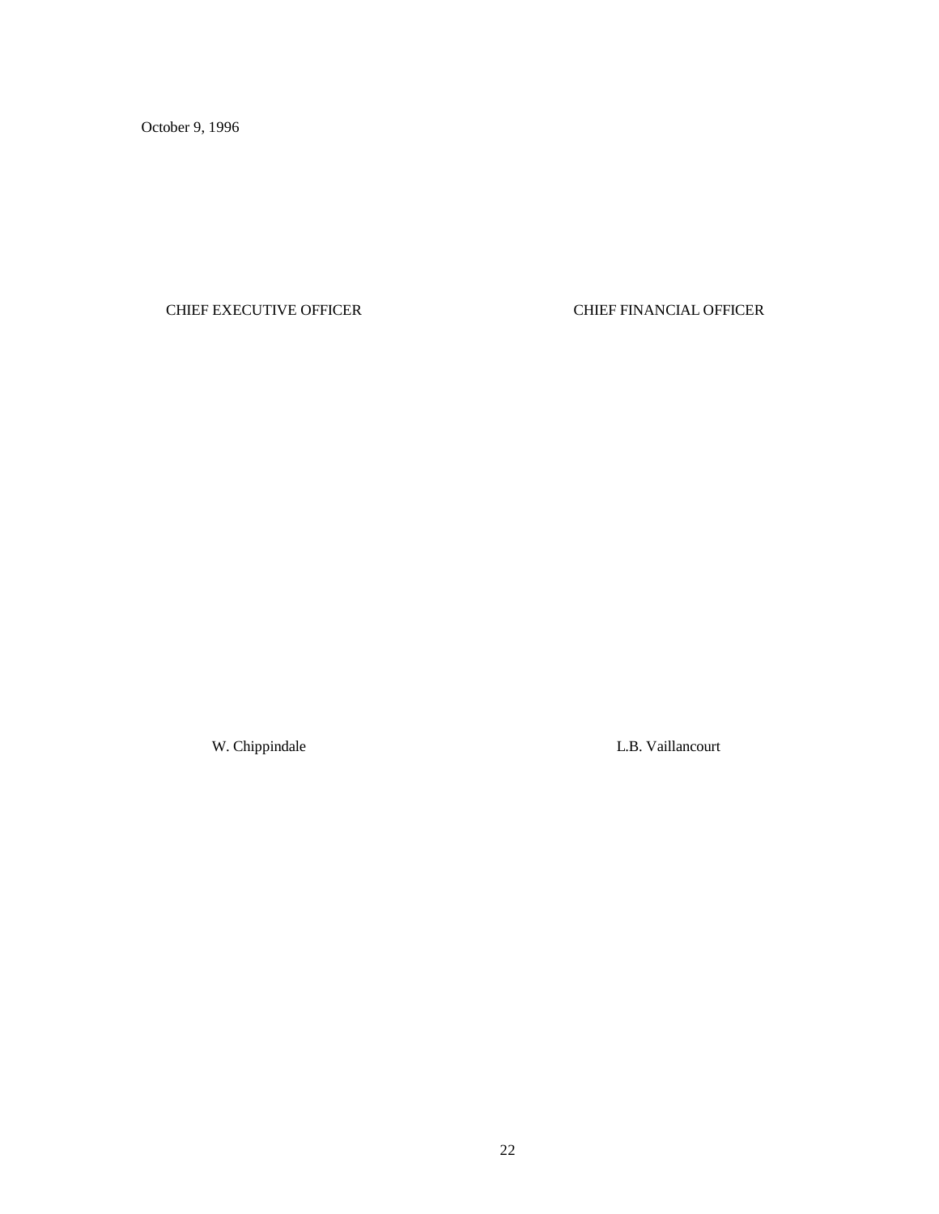October 9, 1996

| CHIEF EXECUTIVE OFFICER | CHIEF FINANCIAL OFFICER |
| --- | --- |
| W. Chippindale | L.B. Vaillancourt |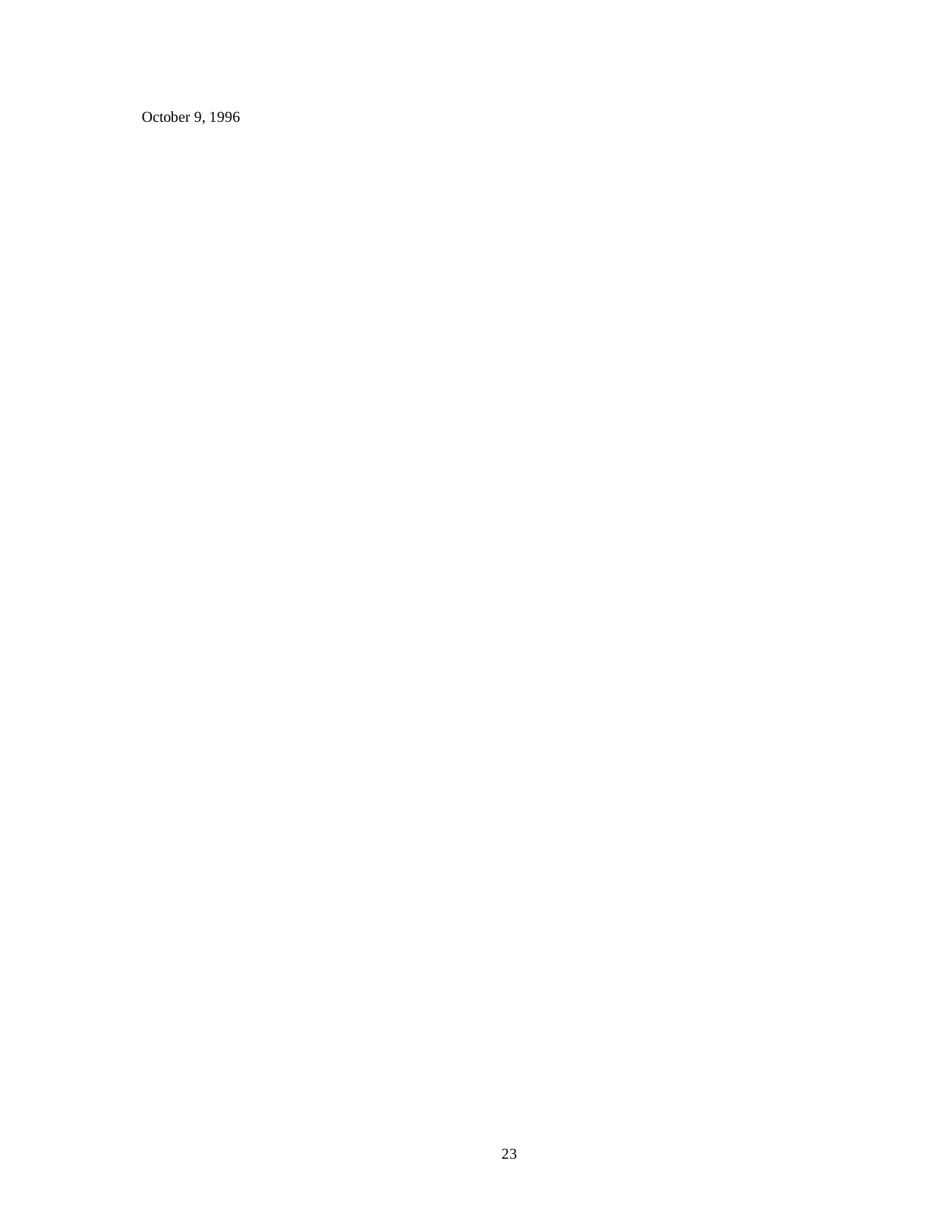October 9, 1996